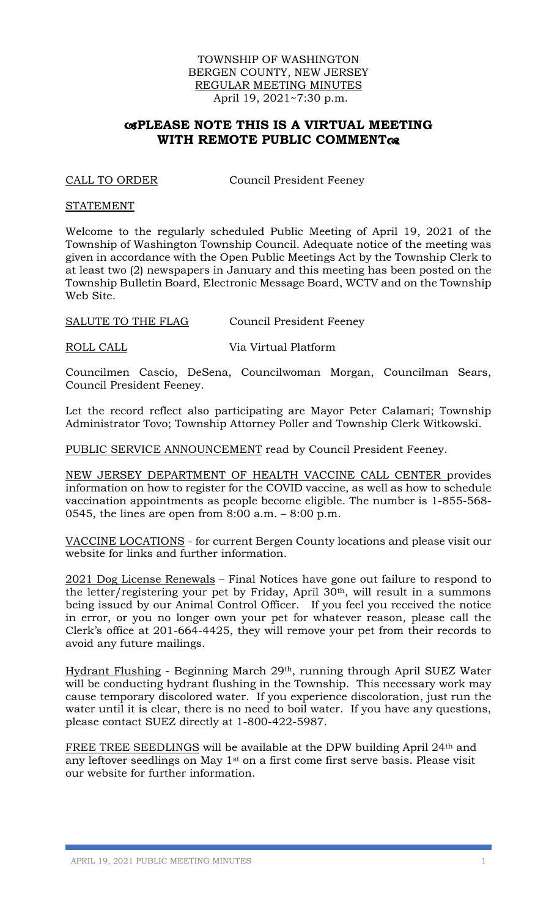TOWNSHIP OF WASHINGTON
BERGEN COUNTY, NEW JERSEY
REGULAR MEETING MINUTES
April 19, 2021~7:30 p.m.

# PLEASE NOTE THIS IS A VIRTUAL MEETING WITH REMOTE PUBLIC COMMENT

CALL TO ORDER Council President Feeney

STATEMENT

Welcome to the regularly scheduled Public Meeting of April 19, 2021 of the Township of Washington Township Council. Adequate notice of the meeting was given in accordance with the Open Public Meetings Act by the Township Clerk to at least two (2) newspapers in January and this meeting has been posted on the Township Bulletin Board, Electronic Message Board, WCTV and on the Township Web Site.

SALUTE TO THE FLAG Council President Feeney

ROLL CALL Via Virtual Platform

Councilmen Cascio, DeSena, Councilwoman Morgan, Councilman Sears, Council President Feeney.

Let the record reflect also participating are Mayor Peter Calamari; Township Administrator Tovo; Township Attorney Poller and Township Clerk Witkowski.

PUBLIC SERVICE ANNOUNCEMENT read by Council President Feeney.

NEW JERSEY DEPARTMENT OF HEALTH VACCINE CALL CENTER provides information on how to register for the COVID vaccine, as well as how to schedule vaccination appointments as people become eligible. The number is 1-855-568-0545, the lines are open from 8:00 a.m. – 8:00 p.m.

VACCINE LOCATIONS - for current Bergen County locations and please visit our website for links and further information.

2021 Dog License Renewals – Final Notices have gone out failure to respond to the letter/registering your pet by Friday, April 30th, will result in a summons being issued by our Animal Control Officer. If you feel you received the notice in error, or you no longer own your pet for whatever reason, please call the Clerk's office at 201-664-4425, they will remove your pet from their records to avoid any future mailings.

Hydrant Flushing - Beginning March 29th, running through April SUEZ Water will be conducting hydrant flushing in the Township. This necessary work may cause temporary discolored water. If you experience discoloration, just run the water until it is clear, there is no need to boil water. If you have any questions, please contact SUEZ directly at 1-800-422-5987.

FREE TREE SEEDLINGS will be available at the DPW building April 24th and any leftover seedlings on May 1st on a first come first serve basis. Please visit our website for further information.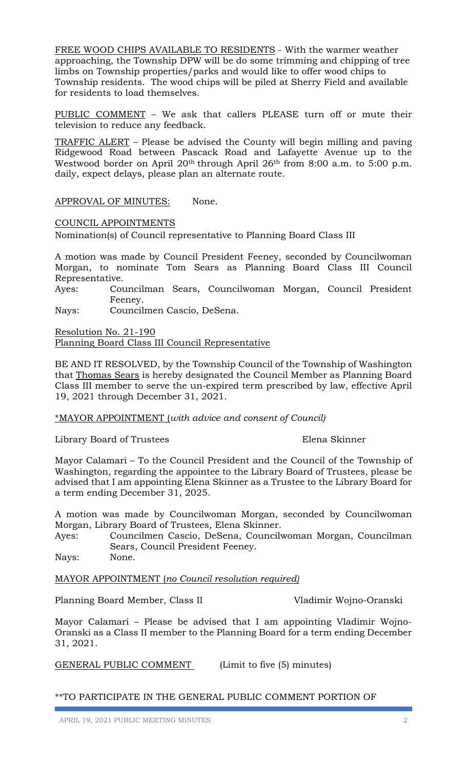<u>FREE WOOD CHIPS AVAILABLE TO RESIDENTS</u> - With the warmer weather approaching, the Township DPW will be do some trimming and chipping of tree limbs on Township properties/parks and would like to offer wood chips to Township residents. The wood chips will be piled at Sherry Field and available for residents to load themselves.

<u>PUBLIC COMMENT</u> – We ask that callers PLEASE turn off or mute their television to reduce any feedback.

<u>TRAFFIC ALERT</u> – Please be advised the County will begin milling and paving Ridgewood Road between Pascack Road and Lafayette Avenue up to the Westwood border on April 20th through April 26th from 8:00 a.m. to 5:00 p.m. daily, expect delays, please plan an alternate route.

<u>APPROVAL OF MINUTES:</u> None.

<u>COUNCIL APPOINTMENTS</u>

Nomination(s) of Council representative to Planning Board Class III

A motion was made by Council President Feeney, seconded by Councilwoman Morgan, to nominate Tom Sears as Planning Board Class III Council Representative.

Ayes: Councilman Sears, Councilwoman Morgan, Council President Feeney.

Nays: Councilmen Cascio, DeSena.

<u>Resolution No. 21-190</u>
<u>Planning Board Class III Council Representative</u>

BE AND IT RESOLVED, by the Township Council of the Township of Washington that <u>Thomas Sears</u> is hereby designated the Council Member as Planning Board Class III member to serve the un-expired term prescribed by law, effective April 19, 2021 through December 31, 2021.

<u>*MAYOR APPOINTMENT (*with advice and consent of Council*)</u>

Library Board of Trustees Elena Skinner

Mayor Calamari – To the Council President and the Council of the Township of Washington, regarding the appointee to the Library Board of Trustees, please be advised that I am appointing Elena Skinner as a Trustee to the Library Board for a term ending December 31, 2025.

A motion was made by Councilwoman Morgan, seconded by Councilwoman Morgan, Library Board of Trustees, Elena Skinner.

Ayes: Councilmen Cascio, DeSena, Councilwoman Morgan, Councilman Sears, Council President Feeney.

Nays: None.

<u>MAYOR APPOINTMENT (*no Council resolution required*)</u>

Planning Board Member, Class II Vladimir Wojno-Oranski

Mayor Calamari – Please be advised that I am appointing Vladimir Wojno-Oranski as a Class II member to the Planning Board for a term ending December 31, 2021.

<u>GENERAL PUBLIC COMMENT</u> (Limit to five (5) minutes)

**TO PARTICIPATE IN THE GENERAL PUBLIC COMMENT PORTION OF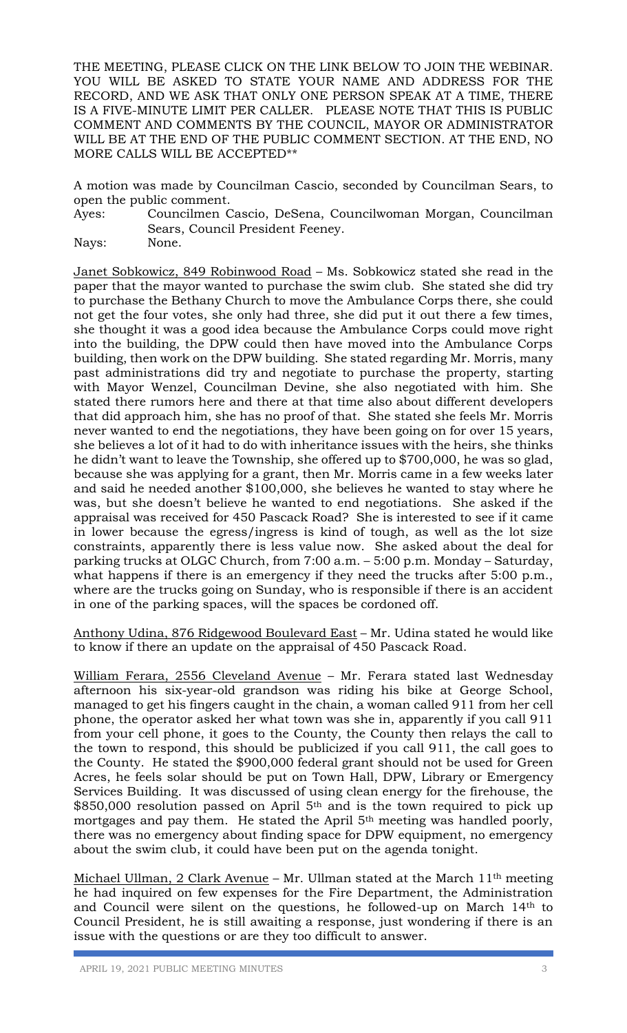THE MEETING, PLEASE CLICK ON THE LINK BELOW TO JOIN THE WEBINAR. YOU WILL BE ASKED TO STATE YOUR NAME AND ADDRESS FOR THE RECORD, AND WE ASK THAT ONLY ONE PERSON SPEAK AT A TIME, THERE IS A FIVE-MINUTE LIMIT PER CALLER. PLEASE NOTE THAT THIS IS PUBLIC COMMENT AND COMMENTS BY THE COUNCIL, MAYOR OR ADMINISTRATOR WILL BE AT THE END OF THE PUBLIC COMMENT SECTION. AT THE END, NO MORE CALLS WILL BE ACCEPTED**

A motion was made by Councilman Cascio, seconded by Councilman Sears, to open the public comment.

Ayes: Councilmen Cascio, DeSena, Councilwoman Morgan, Councilman Sears, Council President Feeney.

Nays: None.

Janet Sobkowicz, 849 Robinwood Road – Ms. Sobkowicz stated she read in the paper that the mayor wanted to purchase the swim club. She stated she did try to purchase the Bethany Church to move the Ambulance Corps there, she could not get the four votes, she only had three, she did put it out there a few times, she thought it was a good idea because the Ambulance Corps could move right into the building, the DPW could then have moved into the Ambulance Corps building, then work on the DPW building. She stated regarding Mr. Morris, many past administrations did try and negotiate to purchase the property, starting with Mayor Wenzel, Councilman Devine, she also negotiated with him. She stated there rumors here and there at that time also about different developers that did approach him, she has no proof of that. She stated she feels Mr. Morris never wanted to end the negotiations, they have been going on for over 15 years, she believes a lot of it had to do with inheritance issues with the heirs, she thinks he didn't want to leave the Township, she offered up to $700,000, he was so glad, because she was applying for a grant, then Mr. Morris came in a few weeks later and said he needed another $100,000, she believes he wanted to stay where he was, but she doesn't believe he wanted to end negotiations. She asked if the appraisal was received for 450 Pascack Road? She is interested to see if it came in lower because the egress/ingress is kind of tough, as well as the lot size constraints, apparently there is less value now. She asked about the deal for parking trucks at OLGC Church, from 7:00 a.m. – 5:00 p.m. Monday – Saturday, what happens if there is an emergency if they need the trucks after 5:00 p.m., where are the trucks going on Sunday, who is responsible if there is an accident in one of the parking spaces, will the spaces be cordoned off.

Anthony Udina, 876 Ridgewood Boulevard East – Mr. Udina stated he would like to know if there an update on the appraisal of 450 Pascack Road.

William Ferara, 2556 Cleveland Avenue – Mr. Ferara stated last Wednesday afternoon his six-year-old grandson was riding his bike at George School, managed to get his fingers caught in the chain, a woman called 911 from her cell phone, the operator asked her what town was she in, apparently if you call 911 from your cell phone, it goes to the County, the County then relays the call to the town to respond, this should be publicized if you call 911, the call goes to the County. He stated the $900,000 federal grant should not be used for Green Acres, he feels solar should be put on Town Hall, DPW, Library or Emergency Services Building. It was discussed of using clean energy for the firehouse, the $850,000 resolution passed on April 5th and is the town required to pick up mortgages and pay them. He stated the April 5th meeting was handled poorly, there was no emergency about finding space for DPW equipment, no emergency about the swim club, it could have been put on the agenda tonight.

Michael Ullman, 2 Clark Avenue – Mr. Ullman stated at the March 11th meeting he had inquired on few expenses for the Fire Department, the Administration and Council were silent on the questions, he followed-up on March 14th to Council President, he is still awaiting a response, just wondering if there is an issue with the questions or are they too difficult to answer.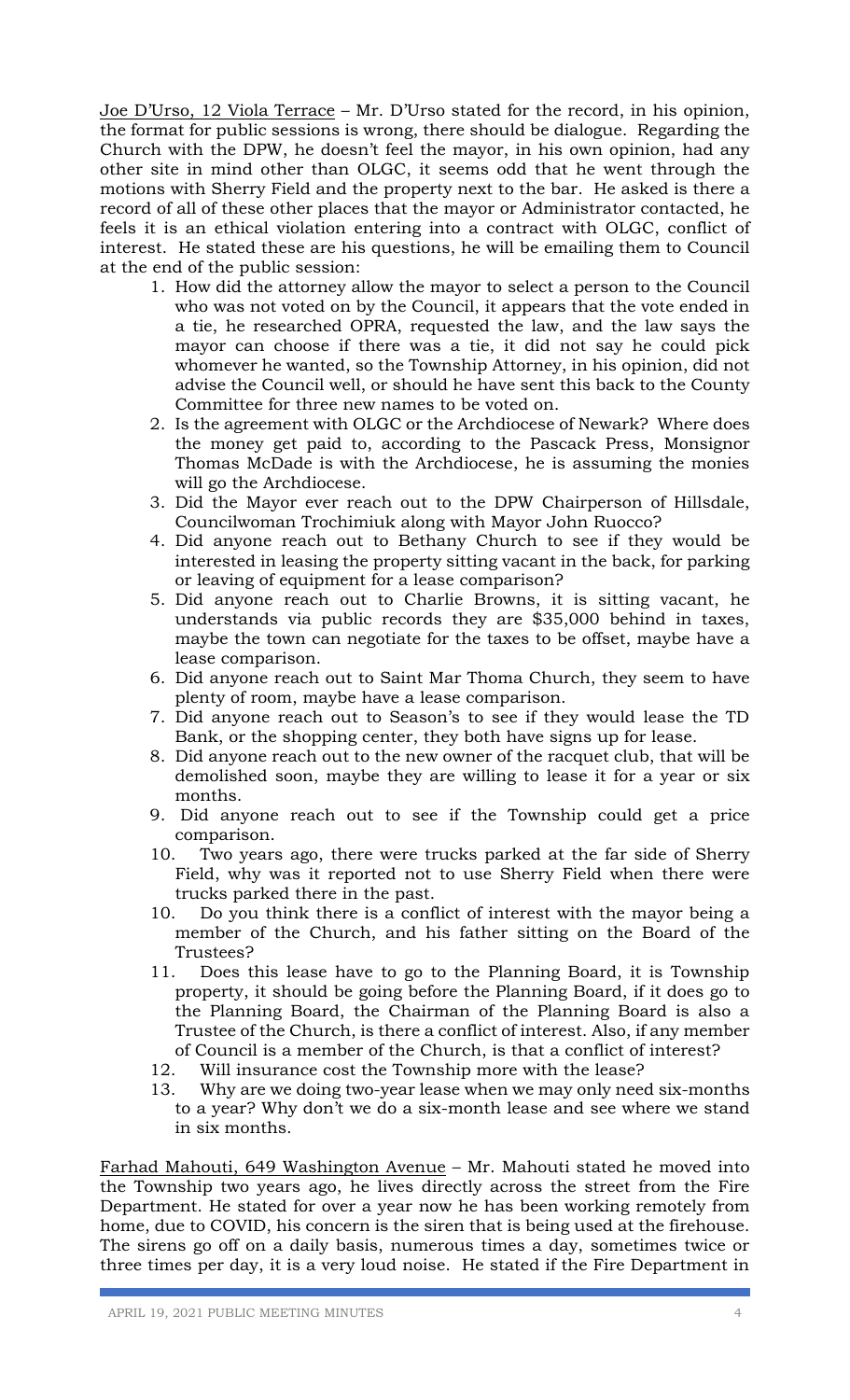Joe D'Urso, 12 Viola Terrace – Mr. D'Urso stated for the record, in his opinion, the format for public sessions is wrong, there should be dialogue. Regarding the Church with the DPW, he doesn't feel the mayor, in his own opinion, had any other site in mind other than OLGC, it seems odd that he went through the motions with Sherry Field and the property next to the bar. He asked is there a record of all of these other places that the mayor or Administrator contacted, he feels it is an ethical violation entering into a contract with OLGC, conflict of interest. He stated these are his questions, he will be emailing them to Council at the end of the public session:

1. How did the attorney allow the mayor to select a person to the Council who was not voted on by the Council, it appears that the vote ended in a tie, he researched OPRA, requested the law, and the law says the mayor can choose if there was a tie, it did not say he could pick whomever he wanted, so the Township Attorney, in his opinion, did not advise the Council well, or should he have sent this back to the County Committee for three new names to be voted on.
2. Is the agreement with OLGC or the Archdiocese of Newark? Where does the money get paid to, according to the Pascack Press, Monsignor Thomas McDade is with the Archdiocese, he is assuming the monies will go the Archdiocese.
3. Did the Mayor ever reach out to the DPW Chairperson of Hillsdale, Councilwoman Trochimiuk along with Mayor John Ruocco?
4. Did anyone reach out to Bethany Church to see if they would be interested in leasing the property sitting vacant in the back, for parking or leaving of equipment for a lease comparison?
5. Did anyone reach out to Charlie Browns, it is sitting vacant, he understands via public records they are $35,000 behind in taxes, maybe the town can negotiate for the taxes to be offset, maybe have a lease comparison.
6. Did anyone reach out to Saint Mar Thoma Church, they seem to have plenty of room, maybe have a lease comparison.
7. Did anyone reach out to Season's to see if they would lease the TD Bank, or the shopping center, they both have signs up for lease.
8. Did anyone reach out to the new owner of the racquet club, that will be demolished soon, maybe they are willing to lease it for a year or six months.
9. Did anyone reach out to see if the Township could get a price comparison.
10. Two years ago, there were trucks parked at the far side of Sherry Field, why was it reported not to use Sherry Field when there were trucks parked there in the past.
10. Do you think there is a conflict of interest with the mayor being a member of the Church, and his father sitting on the Board of the Trustees?
11. Does this lease have to go to the Planning Board, it is Township property, it should be going before the Planning Board, if it does go to the Planning Board, the Chairman of the Planning Board is also a Trustee of the Church, is there a conflict of interest. Also, if any member of Council is a member of the Church, is that a conflict of interest?
12. Will insurance cost the Township more with the lease?
13. Why are we doing two-year lease when we may only need six-months to a year? Why don't we do a six-month lease and see where we stand in six months.

Farhad Mahouti, 649 Washington Avenue – Mr. Mahouti stated he moved into the Township two years ago, he lives directly across the street from the Fire Department. He stated for over a year now he has been working remotely from home, due to COVID, his concern is the siren that is being used at the firehouse. The sirens go off on a daily basis, numerous times a day, sometimes twice or three times per day, it is a very loud noise. He stated if the Fire Department in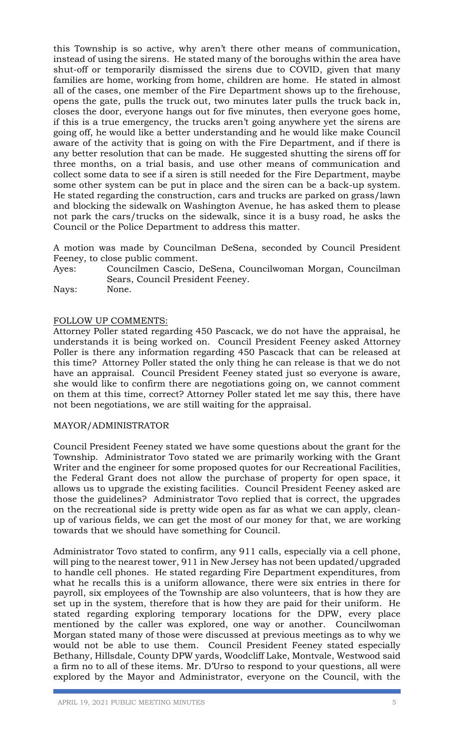this Township is so active, why aren't there other means of communication, instead of using the sirens. He stated many of the boroughs within the area have shut-off or temporarily dismissed the sirens due to COVID, given that many families are home, working from home, children are home. He stated in almost all of the cases, one member of the Fire Department shows up to the firehouse, opens the gate, pulls the truck out, two minutes later pulls the truck back in, closes the door, everyone hangs out for five minutes, then everyone goes home, if this is a true emergency, the trucks aren't going anywhere yet the sirens are going off, he would like a better understanding and he would like make Council aware of the activity that is going on with the Fire Department, and if there is any better resolution that can be made. He suggested shutting the sirens off for three months, on a trial basis, and use other means of communication and collect some data to see if a siren is still needed for the Fire Department, maybe some other system can be put in place and the siren can be a back-up system. He stated regarding the construction, cars and trucks are parked on grass/lawn and blocking the sidewalk on Washington Avenue, he has asked them to please not park the cars/trucks on the sidewalk, since it is a busy road, he asks the Council or the Police Department to address this matter.

A motion was made by Councilman DeSena, seconded by Council President Feeney, to close public comment.

Ayes: Councilmen Cascio, DeSena, Councilwoman Morgan, Councilman Sears, Council President Feeney.

Nays: None.

## FOLLOW UP COMMENTS:

Attorney Poller stated regarding 450 Pascack, we do not have the appraisal, he understands it is being worked on. Council President Feeney asked Attorney Poller is there any information regarding 450 Pascack that can be released at this time? Attorney Poller stated the only thing he can release is that we do not have an appraisal. Council President Feeney stated just so everyone is aware, she would like to confirm there are negotiations going on, we cannot comment on them at this time, correct? Attorney Poller stated let me say this, there have not been negotiations, we are still waiting for the appraisal.

## MAYOR/ADMINISTRATOR

Council President Feeney stated we have some questions about the grant for the Township. Administrator Tovo stated we are primarily working with the Grant Writer and the engineer for some proposed quotes for our Recreational Facilities, the Federal Grant does not allow the purchase of property for open space, it allows us to upgrade the existing facilities. Council President Feeney asked are those the guidelines? Administrator Tovo replied that is correct, the upgrades on the recreational side is pretty wide open as far as what we can apply, clean-up of various fields, we can get the most of our money for that, we are working towards that we should have something for Council.

Administrator Tovo stated to confirm, any 911 calls, especially via a cell phone, will ping to the nearest tower, 911 in New Jersey has not been updated/upgraded to handle cell phones. He stated regarding Fire Department expenditures, from what he recalls this is a uniform allowance, there were six entries in there for payroll, six employees of the Township are also volunteers, that is how they are set up in the system, therefore that is how they are paid for their uniform. He stated regarding exploring temporary locations for the DPW, every place mentioned by the caller was explored, one way or another. Councilwoman Morgan stated many of those were discussed at previous meetings as to why we would not be able to use them. Council President Feeney stated especially Bethany, Hillsdale, County DPW yards, Woodcliff Lake, Montvale, Westwood said a firm no to all of these items. Mr. D'Urso to respond to your questions, all were explored by the Mayor and Administrator, everyone on the Council, with the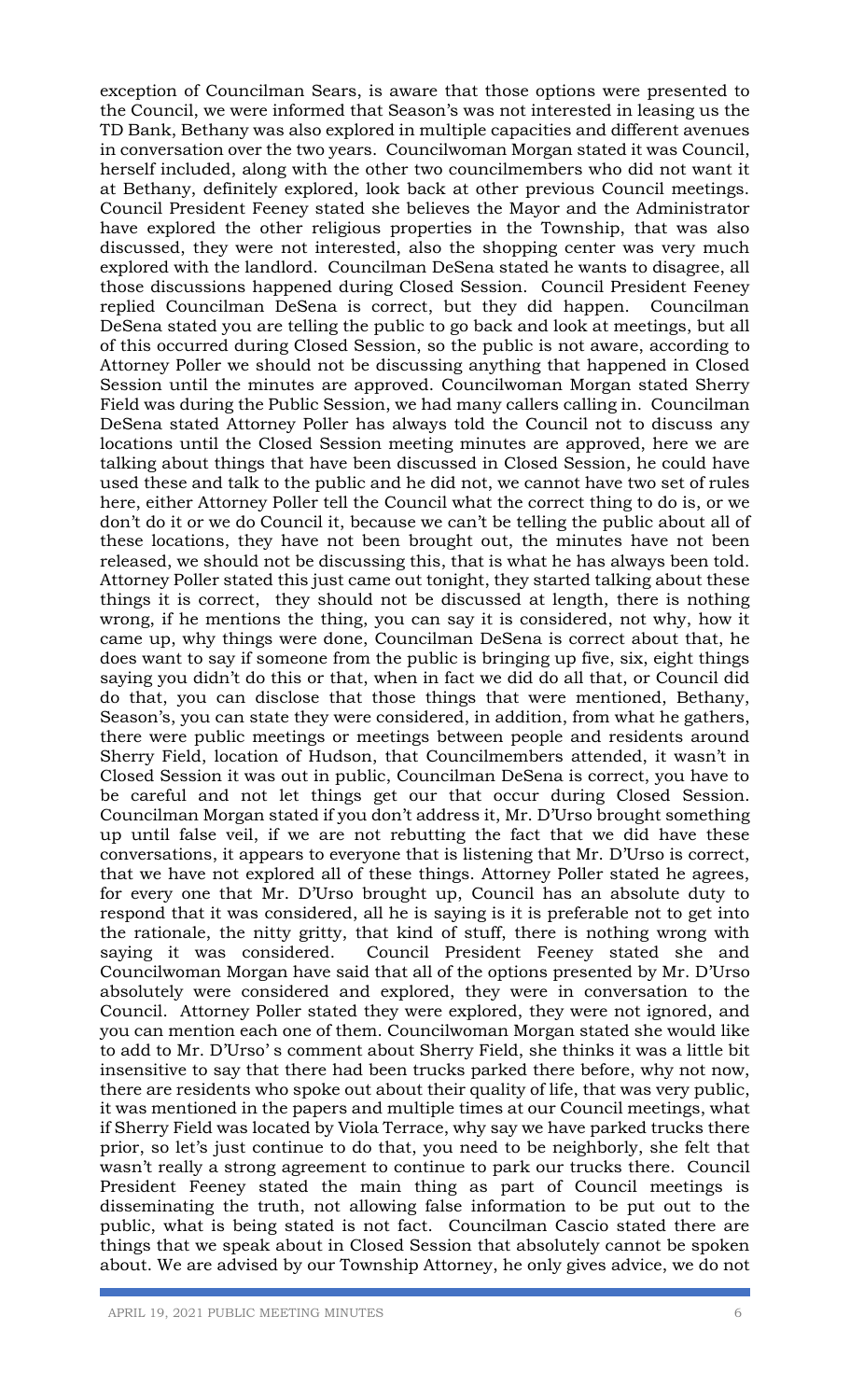exception of Councilman Sears, is aware that those options were presented to the Council, we were informed that Season's was not interested in leasing us the TD Bank, Bethany was also explored in multiple capacities and different avenues in conversation over the two years. Councilwoman Morgan stated it was Council, herself included, along with the other two councilmembers who did not want it at Bethany, definitely explored, look back at other previous Council meetings. Council President Feeney stated she believes the Mayor and the Administrator have explored the other religious properties in the Township, that was also discussed, they were not interested, also the shopping center was very much explored with the landlord. Councilman DeSena stated he wants to disagree, all those discussions happened during Closed Session. Council President Feeney replied Councilman DeSena is correct, but they did happen. Councilman DeSena stated you are telling the public to go back and look at meetings, but all of this occurred during Closed Session, so the public is not aware, according to Attorney Poller we should not be discussing anything that happened in Closed Session until the minutes are approved. Councilwoman Morgan stated Sherry Field was during the Public Session, we had many callers calling in. Councilman DeSena stated Attorney Poller has always told the Council not to discuss any locations until the Closed Session meeting minutes are approved, here we are talking about things that have been discussed in Closed Session, he could have used these and talk to the public and he did not, we cannot have two set of rules here, either Attorney Poller tell the Council what the correct thing to do is, or we don't do it or we do Council it, because we can't be telling the public about all of these locations, they have not been brought out, the minutes have not been released, we should not be discussing this, that is what he has always been told. Attorney Poller stated this just came out tonight, they started talking about these things it is correct, they should not be discussed at length, there is nothing wrong, if he mentions the thing, you can say it is considered, not why, how it came up, why things were done, Councilman DeSena is correct about that, he does want to say if someone from the public is bringing up five, six, eight things saying you didn't do this or that, when in fact we did do all that, or Council did do that, you can disclose that those things that were mentioned, Bethany, Season's, you can state they were considered, in addition, from what he gathers, there were public meetings or meetings between people and residents around Sherry Field, location of Hudson, that Councilmembers attended, it wasn't in Closed Session it was out in public, Councilman DeSena is correct, you have to be careful and not let things get our that occur during Closed Session. Councilman Morgan stated if you don't address it, Mr. D'Urso brought something up until false veil, if we are not rebutting the fact that we did have these conversations, it appears to everyone that is listening that Mr. D'Urso is correct, that we have not explored all of these things. Attorney Poller stated he agrees, for every one that Mr. D'Urso brought up, Council has an absolute duty to respond that it was considered, all he is saying is it is preferable not to get into the rationale, the nitty gritty, that kind of stuff, there is nothing wrong with saying it was considered. Council President Feeney stated she and Councilwoman Morgan have said that all of the options presented by Mr. D'Urso absolutely were considered and explored, they were in conversation to the Council. Attorney Poller stated they were explored, they were not ignored, and you can mention each one of them. Councilwoman Morgan stated she would like to add to Mr. D'Urso' s comment about Sherry Field, she thinks it was a little bit insensitive to say that there had been trucks parked there before, why not now, there are residents who spoke out about their quality of life, that was very public, it was mentioned in the papers and multiple times at our Council meetings, what if Sherry Field was located by Viola Terrace, why say we have parked trucks there prior, so let's just continue to do that, you need to be neighborly, she felt that wasn't really a strong agreement to continue to park our trucks there. Council President Feeney stated the main thing as part of Council meetings is disseminating the truth, not allowing false information to be put out to the public, what is being stated is not fact. Councilman Cascio stated there are things that we speak about in Closed Session that absolutely cannot be spoken about. We are advised by our Township Attorney, he only gives advice, we do not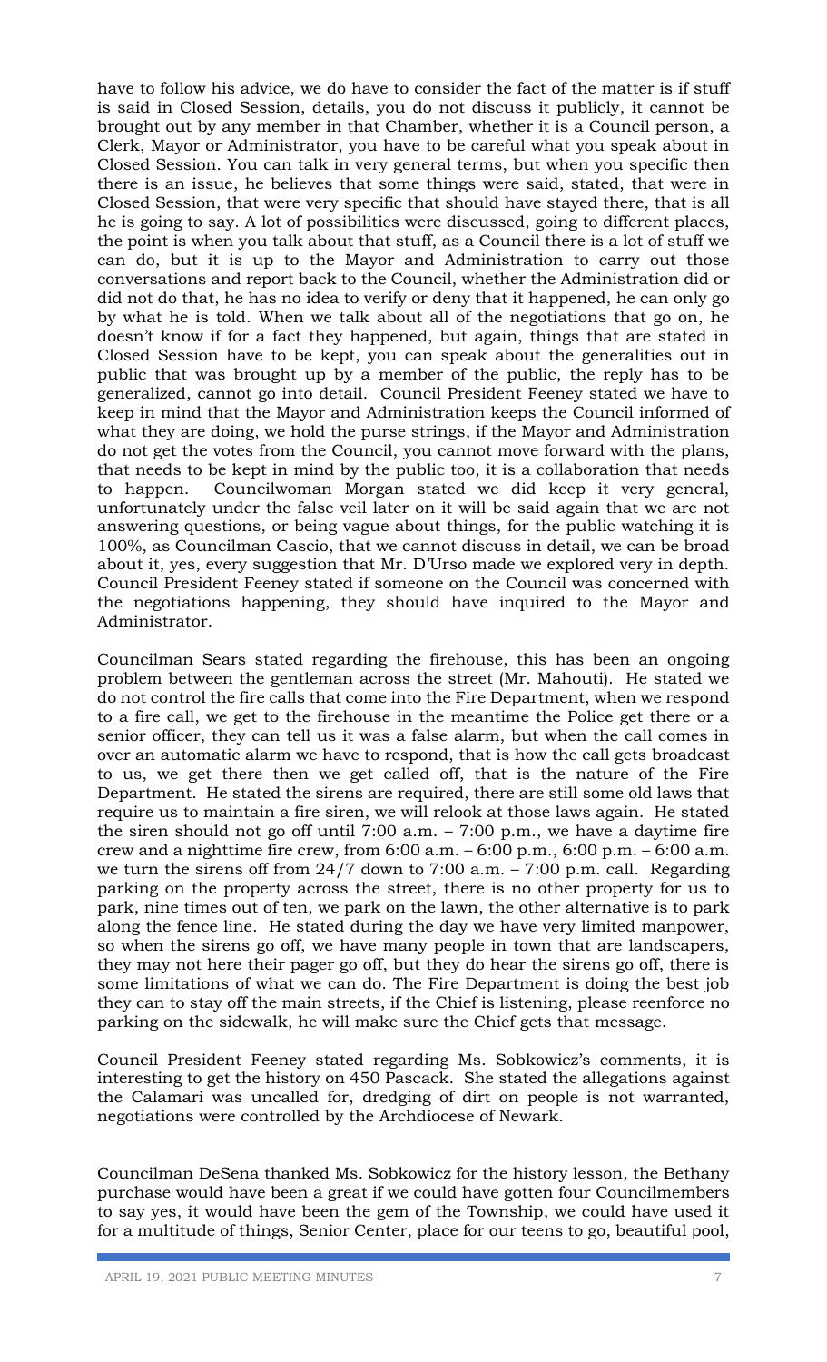have to follow his advice, we do have to consider the fact of the matter is if stuff is said in Closed Session, details, you do not discuss it publicly, it cannot be brought out by any member in that Chamber, whether it is a Council person, a Clerk, Mayor or Administrator, you have to be careful what you speak about in Closed Session. You can talk in very general terms, but when you specific then there is an issue, he believes that some things were said, stated, that were in Closed Session, that were very specific that should have stayed there, that is all he is going to say. A lot of possibilities were discussed, going to different places, the point is when you talk about that stuff, as a Council there is a lot of stuff we can do, but it is up to the Mayor and Administration to carry out those conversations and report back to the Council, whether the Administration did or did not do that, he has no idea to verify or deny that it happened, he can only go by what he is told. When we talk about all of the negotiations that go on, he doesn't know if for a fact they happened, but again, things that are stated in Closed Session have to be kept, you can speak about the generalities out in public that was brought up by a member of the public, the reply has to be generalized, cannot go into detail. Council President Feeney stated we have to keep in mind that the Mayor and Administration keeps the Council informed of what they are doing, we hold the purse strings, if the Mayor and Administration do not get the votes from the Council, you cannot move forward with the plans, that needs to be kept in mind by the public too, it is a collaboration that needs to happen. Councilwoman Morgan stated we did keep it very general, unfortunately under the false veil later on it will be said again that we are not answering questions, or being vague about things, for the public watching it is 100%, as Councilman Cascio, that we cannot discuss in detail, we can be broad about it, yes, every suggestion that Mr. D'Urso made we explored very in depth. Council President Feeney stated if someone on the Council was concerned with the negotiations happening, they should have inquired to the Mayor and Administrator.

Councilman Sears stated regarding the firehouse, this has been an ongoing problem between the gentleman across the street (Mr. Mahouti). He stated we do not control the fire calls that come into the Fire Department, when we respond to a fire call, we get to the firehouse in the meantime the Police get there or a senior officer, they can tell us it was a false alarm, but when the call comes in over an automatic alarm we have to respond, that is how the call gets broadcast to us, we get there then we get called off, that is the nature of the Fire Department. He stated the sirens are required, there are still some old laws that require us to maintain a fire siren, we will relook at those laws again. He stated the siren should not go off until 7:00 a.m. – 7:00 p.m., we have a daytime fire crew and a nighttime fire crew, from 6:00 a.m. – 6:00 p.m., 6:00 p.m. – 6:00 a.m. we turn the sirens off from 24/7 down to 7:00 a.m. – 7:00 p.m. call. Regarding parking on the property across the street, there is no other property for us to park, nine times out of ten, we park on the lawn, the other alternative is to park along the fence line. He stated during the day we have very limited manpower, so when the sirens go off, we have many people in town that are landscapers, they may not here their pager go off, but they do hear the sirens go off, there is some limitations of what we can do. The Fire Department is doing the best job they can to stay off the main streets, if the Chief is listening, please reenforce no parking on the sidewalk, he will make sure the Chief gets that message.

Council President Feeney stated regarding Ms. Sobkowicz's comments, it is interesting to get the history on 450 Pascack. She stated the allegations against the Calamari was uncalled for, dredging of dirt on people is not warranted, negotiations were controlled by the Archdiocese of Newark.

Councilman DeSena thanked Ms. Sobkowicz for the history lesson, the Bethany purchase would have been a great if we could have gotten four Councilmembers to say yes, it would have been the gem of the Township, we could have used it for a multitude of things, Senior Center, place for our teens to go, beautiful pool,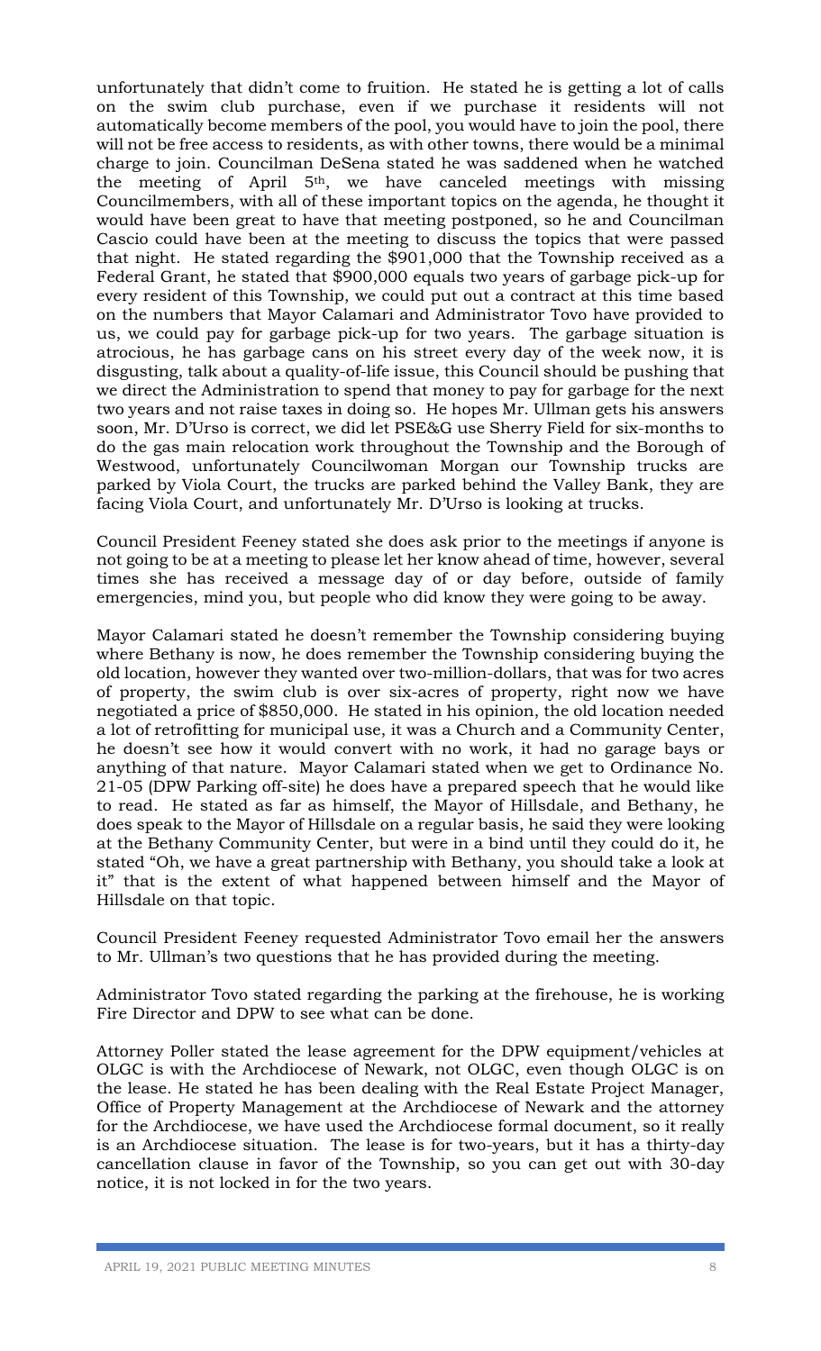unfortunately that didn't come to fruition. He stated he is getting a lot of calls on the swim club purchase, even if we purchase it residents will not automatically become members of the pool, you would have to join the pool, there will not be free access to residents, as with other towns, there would be a minimal charge to join. Councilman DeSena stated he was saddened when he watched the meeting of April 5th, we have canceled meetings with missing Councilmembers, with all of these important topics on the agenda, he thought it would have been great to have that meeting postponed, so he and Councilman Cascio could have been at the meeting to discuss the topics that were passed that night. He stated regarding the $901,000 that the Township received as a Federal Grant, he stated that $900,000 equals two years of garbage pick-up for every resident of this Township, we could put out a contract at this time based on the numbers that Mayor Calamari and Administrator Tovo have provided to us, we could pay for garbage pick-up for two years. The garbage situation is atrocious, he has garbage cans on his street every day of the week now, it is disgusting, talk about a quality-of-life issue, this Council should be pushing that we direct the Administration to spend that money to pay for garbage for the next two years and not raise taxes in doing so. He hopes Mr. Ullman gets his answers soon, Mr. D'Urso is correct, we did let PSE&G use Sherry Field for six-months to do the gas main relocation work throughout the Township and the Borough of Westwood, unfortunately Councilwoman Morgan our Township trucks are parked by Viola Court, the trucks are parked behind the Valley Bank, they are facing Viola Court, and unfortunately Mr. D'Urso is looking at trucks.

Council President Feeney stated she does ask prior to the meetings if anyone is not going to be at a meeting to please let her know ahead of time, however, several times she has received a message day of or day before, outside of family emergencies, mind you, but people who did know they were going to be away.

Mayor Calamari stated he doesn't remember the Township considering buying where Bethany is now, he does remember the Township considering buying the old location, however they wanted over two-million-dollars, that was for two acres of property, the swim club is over six-acres of property, right now we have negotiated a price of $850,000. He stated in his opinion, the old location needed a lot of retrofitting for municipal use, it was a Church and a Community Center, he doesn't see how it would convert with no work, it had no garage bays or anything of that nature. Mayor Calamari stated when we get to Ordinance No. 21-05 (DPW Parking off-site) he does have a prepared speech that he would like to read. He stated as far as himself, the Mayor of Hillsdale, and Bethany, he does speak to the Mayor of Hillsdale on a regular basis, he said they were looking at the Bethany Community Center, but were in a bind until they could do it, he stated "Oh, we have a great partnership with Bethany, you should take a look at it" that is the extent of what happened between himself and the Mayor of Hillsdale on that topic.

Council President Feeney requested Administrator Tovo email her the answers to Mr. Ullman's two questions that he has provided during the meeting.

Administrator Tovo stated regarding the parking at the firehouse, he is working Fire Director and DPW to see what can be done.

Attorney Poller stated the lease agreement for the DPW equipment/vehicles at OLGC is with the Archdiocese of Newark, not OLGC, even though OLGC is on the lease. He stated he has been dealing with the Real Estate Project Manager, Office of Property Management at the Archdiocese of Newark and the attorney for the Archdiocese, we have used the Archdiocese formal document, so it really is an Archdiocese situation. The lease is for two-years, but it has a thirty-day cancellation clause in favor of the Township, so you can get out with 30-day notice, it is not locked in for the two years.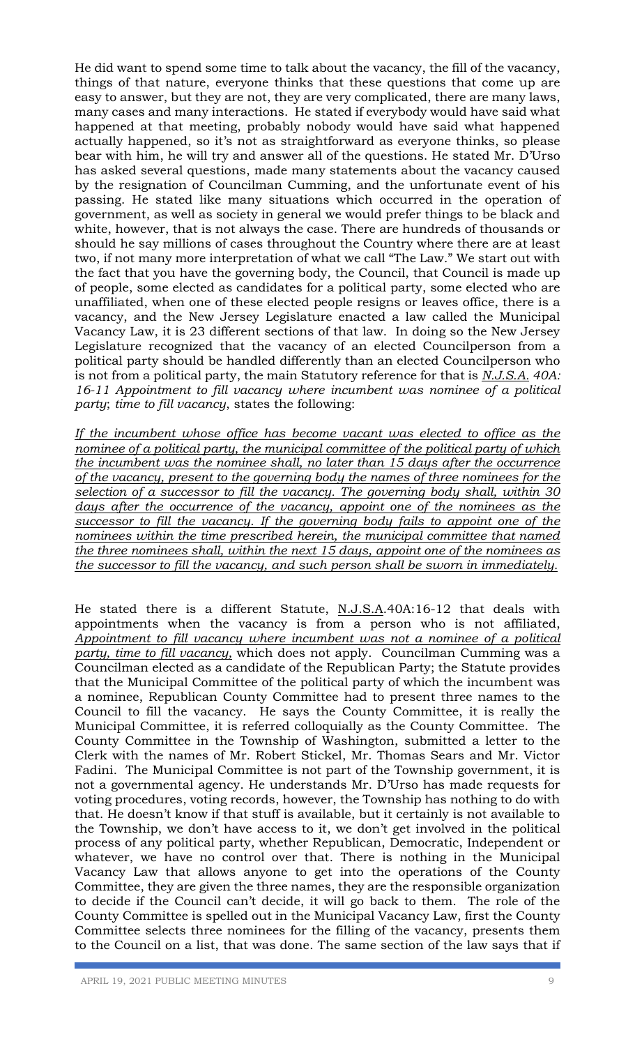He did want to spend some time to talk about the vacancy, the fill of the vacancy, things of that nature, everyone thinks that these questions that come up are easy to answer, but they are not, they are very complicated, there are many laws, many cases and many interactions. He stated if everybody would have said what happened at that meeting, probably nobody would have said what happened actually happened, so it's not as straightforward as everyone thinks, so please bear with him, he will try and answer all of the questions. He stated Mr. D'Urso has asked several questions, made many statements about the vacancy caused by the resignation of Councilman Cumming, and the unfortunate event of his passing. He stated like many situations which occurred in the operation of government, as well as society in general we would prefer things to be black and white, however, that is not always the case. There are hundreds of thousands or should he say millions of cases throughout the Country where there are at least two, if not many more interpretation of what we call "The Law." We start out with the fact that you have the governing body, the Council, that Council is made up of people, some elected as candidates for a political party, some elected who are unaffiliated, when one of these elected people resigns or leaves office, there is a vacancy, and the New Jersey Legislature enacted a law called the Municipal Vacancy Law, it is 23 different sections of that law. In doing so the New Jersey Legislature recognized that the vacancy of an elected Councilperson from a political party should be handled differently than an elected Councilperson who is not from a political party, the main Statutory reference for that is *N.J.S.A. 40A: 16-11 Appointment to fill vacancy where incumbent was nominee of a political party*; *time to fill vacancy*, states the following:

*If the incumbent whose office has become vacant was elected to office as the nominee of a political party, the municipal committee of the political party of which the incumbent was the nominee shall, no later than 15 days after the occurrence of the vacancy, present to the governing body the names of three nominees for the selection of a successor to fill the vacancy. The governing body shall, within 30 days after the occurrence of the vacancy, appoint one of the nominees as the successor to fill the vacancy. If the governing body fails to appoint one of the nominees within the time prescribed herein, the municipal committee that named the three nominees shall, within the next 15 days, appoint one of the nominees as the successor to fill the vacancy, and such person shall be sworn in immediately.*

He stated there is a different Statute, N.J.S.A.40A:16-12 that deals with appointments when the vacancy is from a person who is not affiliated, *Appointment to fill vacancy where incumbent was not a nominee of a political party, time to fill vacancy,* which does not apply. Councilman Cumming was a Councilman elected as a candidate of the Republican Party; the Statute provides that the Municipal Committee of the political party of which the incumbent was a nominee, Republican County Committee had to present three names to the Council to fill the vacancy. He says the County Committee, it is really the Municipal Committee, it is referred colloquially as the County Committee. The County Committee in the Township of Washington, submitted a letter to the Clerk with the names of Mr. Robert Stickel, Mr. Thomas Sears and Mr. Victor Fadini. The Municipal Committee is not part of the Township government, it is not a governmental agency. He understands Mr. D'Urso has made requests for voting procedures, voting records, however, the Township has nothing to do with that. He doesn't know if that stuff is available, but it certainly is not available to the Township, we don't have access to it, we don't get involved in the political process of any political party, whether Republican, Democratic, Independent or whatever, we have no control over that. There is nothing in the Municipal Vacancy Law that allows anyone to get into the operations of the County Committee, they are given the three names, they are the responsible organization to decide if the Council can't decide, it will go back to them. The role of the County Committee is spelled out in the Municipal Vacancy Law, first the County Committee selects three nominees for the filling of the vacancy, presents them to the Council on a list, that was done. The same section of the law says that if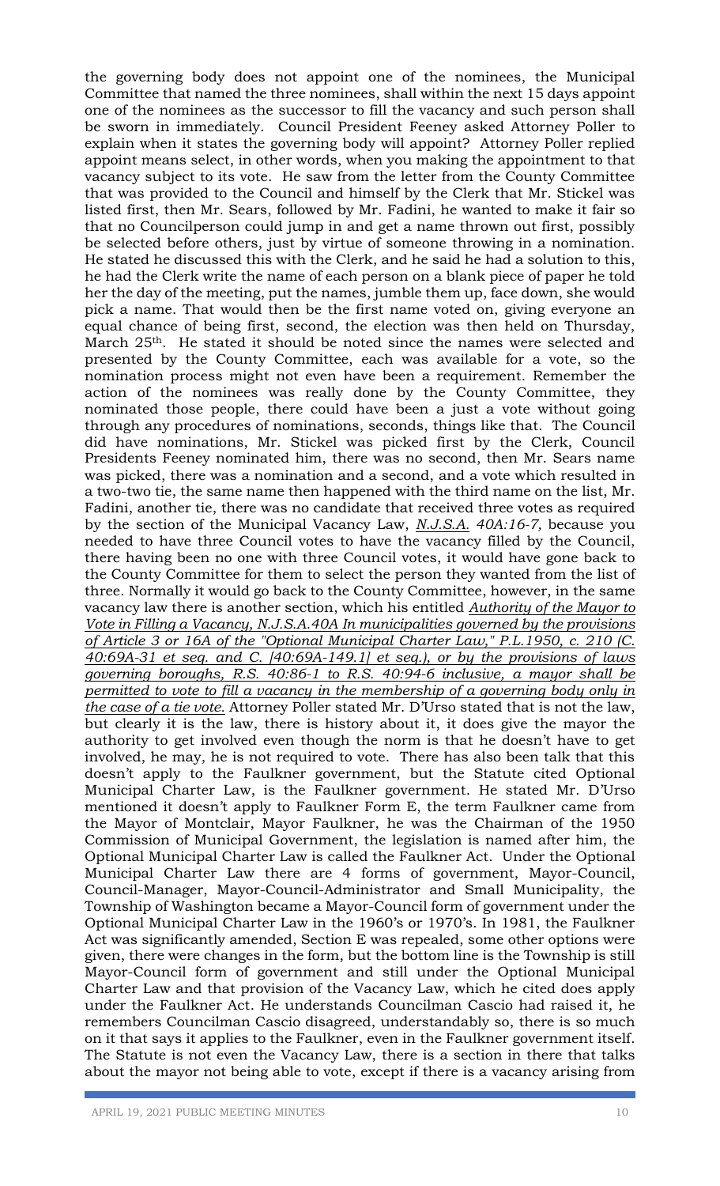the governing body does not appoint one of the nominees, the Municipal Committee that named the three nominees, shall within the next 15 days appoint one of the nominees as the successor to fill the vacancy and such person shall be sworn in immediately. Council President Feeney asked Attorney Poller to explain when it states the governing body will appoint? Attorney Poller replied appoint means select, in other words, when you making the appointment to that vacancy subject to its vote. He saw from the letter from the County Committee that was provided to the Council and himself by the Clerk that Mr. Stickel was listed first, then Mr. Sears, followed by Mr. Fadini, he wanted to make it fair so that no Councilperson could jump in and get a name thrown out first, possibly be selected before others, just by virtue of someone throwing in a nomination. He stated he discussed this with the Clerk, and he said he had a solution to this, he had the Clerk write the name of each person on a blank piece of paper he told her the day of the meeting, put the names, jumble them up, face down, she would pick a name. That would then be the first name voted on, giving everyone an equal chance of being first, second, the election was then held on Thursday, March 25th. He stated it should be noted since the names were selected and presented by the County Committee, each was available for a vote, so the nomination process might not even have been a requirement. Remember the action of the nominees was really done by the County Committee, they nominated those people, there could have been a just a vote without going through any procedures of nominations, seconds, things like that. The Council did have nominations, Mr. Stickel was picked first by the Clerk, Council Presidents Feeney nominated him, there was no second, then Mr. Sears name was picked, there was a nomination and a second, and a vote which resulted in a two-two tie, the same name then happened with the third name on the list, Mr. Fadini, another tie, there was no candidate that received three votes as required by the section of the Municipal Vacancy Law, *N.J.S.A. 40A:16-7,* because you needed to have three Council votes to have the vacancy filled by the Council, there having been no one with three Council votes, it would have gone back to the County Committee for them to select the person they wanted from the list of three. Normally it would go back to the County Committee, however, in the same vacancy law there is another section, which his entitled *Authority of the Mayor to Vote in Filling a Vacancy, N.J.S.A.40A In municipalities governed by the provisions of Article 3 or 16A of the "Optional Municipal Charter Law," P.L.1950, c. 210 (C. 40:69A-31 et seq. and C. [40:69A-149.1] et seq.), or by the provisions of laws governing boroughs, R.S. 40:86-1 to R.S. 40:94-6 inclusive, a mayor shall be permitted to vote to fill a vacancy in the membership of a governing body only in the case of a tie vote.* Attorney Poller stated Mr. D'Urso stated that is not the law, but clearly it is the law, there is history about it, it does give the mayor the authority to get involved even though the norm is that he doesn't have to get involved, he may, he is not required to vote. There has also been talk that this doesn't apply to the Faulkner government, but the Statute cited Optional Municipal Charter Law, is the Faulkner government. He stated Mr. D'Urso mentioned it doesn't apply to Faulkner Form E, the term Faulkner came from the Mayor of Montclair, Mayor Faulkner, he was the Chairman of the 1950 Commission of Municipal Government, the legislation is named after him, the Optional Municipal Charter Law is called the Faulkner Act. Under the Optional Municipal Charter Law there are 4 forms of government, Mayor-Council, Council-Manager, Mayor-Council-Administrator and Small Municipality, the Township of Washington became a Mayor-Council form of government under the Optional Municipal Charter Law in the 1960's or 1970's. In 1981, the Faulkner Act was significantly amended, Section E was repealed, some other options were given, there were changes in the form, but the bottom line is the Township is still Mayor-Council form of government and still under the Optional Municipal Charter Law and that provision of the Vacancy Law, which he cited does apply under the Faulkner Act. He understands Councilman Cascio had raised it, he remembers Councilman Cascio disagreed, understandably so, there is so much on it that says it applies to the Faulkner, even in the Faulkner government itself. The Statute is not even the Vacancy Law, there is a section in there that talks about the mayor not being able to vote, except if there is a vacancy arising from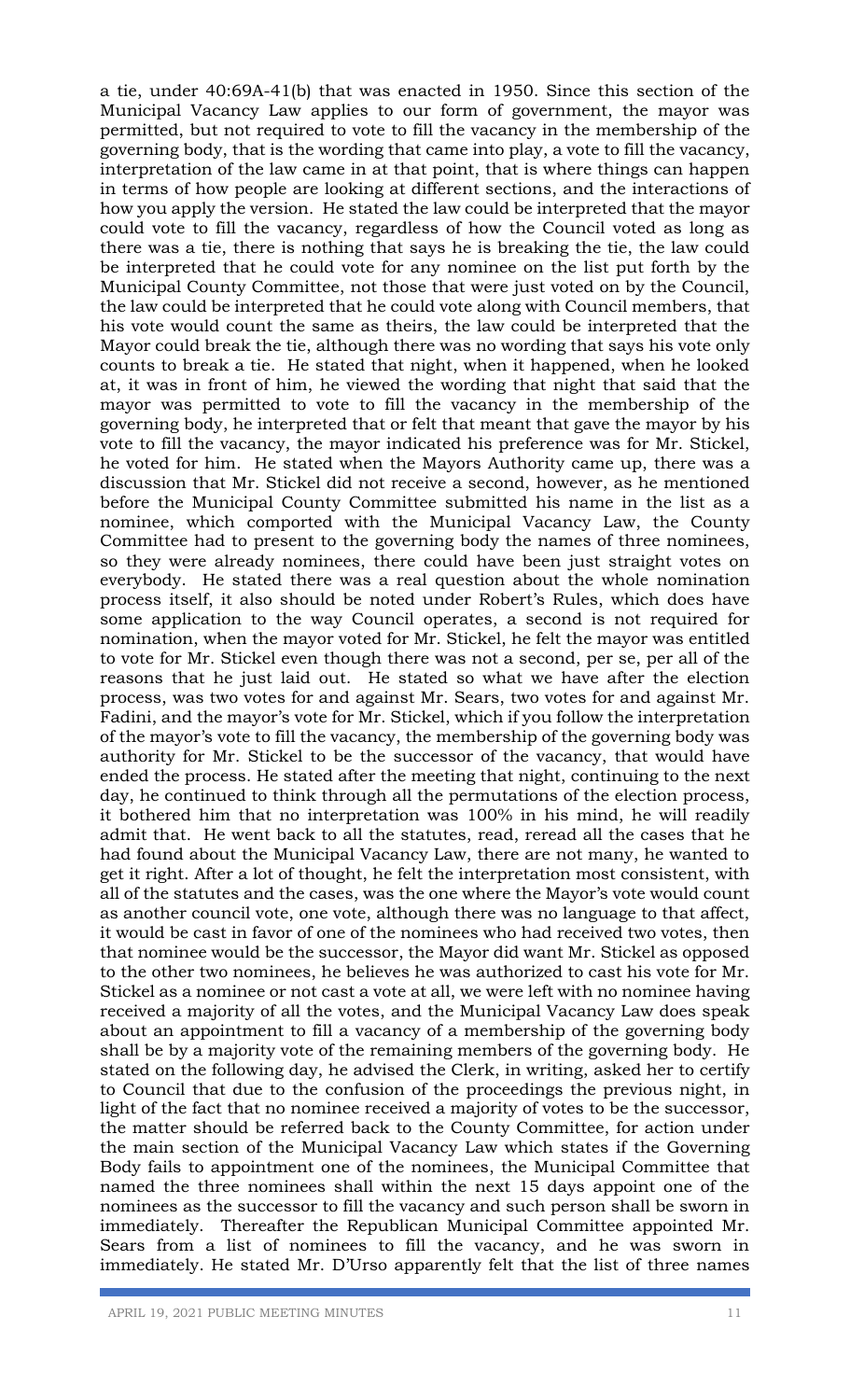a tie, under 40:69A-41(b) that was enacted in 1950. Since this section of the Municipal Vacancy Law applies to our form of government, the mayor was permitted, but not required to vote to fill the vacancy in the membership of the governing body, that is the wording that came into play, a vote to fill the vacancy, interpretation of the law came in at that point, that is where things can happen in terms of how people are looking at different sections, and the interactions of how you apply the version. He stated the law could be interpreted that the mayor could vote to fill the vacancy, regardless of how the Council voted as long as there was a tie, there is nothing that says he is breaking the tie, the law could be interpreted that he could vote for any nominee on the list put forth by the Municipal County Committee, not those that were just voted on by the Council, the law could be interpreted that he could vote along with Council members, that his vote would count the same as theirs, the law could be interpreted that the Mayor could break the tie, although there was no wording that says his vote only counts to break a tie. He stated that night, when it happened, when he looked at, it was in front of him, he viewed the wording that night that said that the mayor was permitted to vote to fill the vacancy in the membership of the governing body, he interpreted that or felt that meant that gave the mayor by his vote to fill the vacancy, the mayor indicated his preference was for Mr. Stickel, he voted for him. He stated when the Mayors Authority came up, there was a discussion that Mr. Stickel did not receive a second, however, as he mentioned before the Municipal County Committee submitted his name in the list as a nominee, which comported with the Municipal Vacancy Law, the County Committee had to present to the governing body the names of three nominees, so they were already nominees, there could have been just straight votes on everybody. He stated there was a real question about the whole nomination process itself, it also should be noted under Robert's Rules, which does have some application to the way Council operates, a second is not required for nomination, when the mayor voted for Mr. Stickel, he felt the mayor was entitled to vote for Mr. Stickel even though there was not a second, per se, per all of the reasons that he just laid out. He stated so what we have after the election process, was two votes for and against Mr. Sears, two votes for and against Mr. Fadini, and the mayor's vote for Mr. Stickel, which if you follow the interpretation of the mayor's vote to fill the vacancy, the membership of the governing body was authority for Mr. Stickel to be the successor of the vacancy, that would have ended the process. He stated after the meeting that night, continuing to the next day, he continued to think through all the permutations of the election process, it bothered him that no interpretation was 100% in his mind, he will readily admit that. He went back to all the statutes, read, reread all the cases that he had found about the Municipal Vacancy Law, there are not many, he wanted to get it right. After a lot of thought, he felt the interpretation most consistent, with all of the statutes and the cases, was the one where the Mayor's vote would count as another council vote, one vote, although there was no language to that affect, it would be cast in favor of one of the nominees who had received two votes, then that nominee would be the successor, the Mayor did want Mr. Stickel as opposed to the other two nominees, he believes he was authorized to cast his vote for Mr. Stickel as a nominee or not cast a vote at all, we were left with no nominee having received a majority of all the votes, and the Municipal Vacancy Law does speak about an appointment to fill a vacancy of a membership of the governing body shall be by a majority vote of the remaining members of the governing body. He stated on the following day, he advised the Clerk, in writing, asked her to certify to Council that due to the confusion of the proceedings the previous night, in light of the fact that no nominee received a majority of votes to be the successor, the matter should be referred back to the County Committee, for action under the main section of the Municipal Vacancy Law which states if the Governing Body fails to appointment one of the nominees, the Municipal Committee that named the three nominees shall within the next 15 days appoint one of the nominees as the successor to fill the vacancy and such person shall be sworn in immediately. Thereafter the Republican Municipal Committee appointed Mr. Sears from a list of nominees to fill the vacancy, and he was sworn in immediately. He stated Mr. D'Urso apparently felt that the list of three names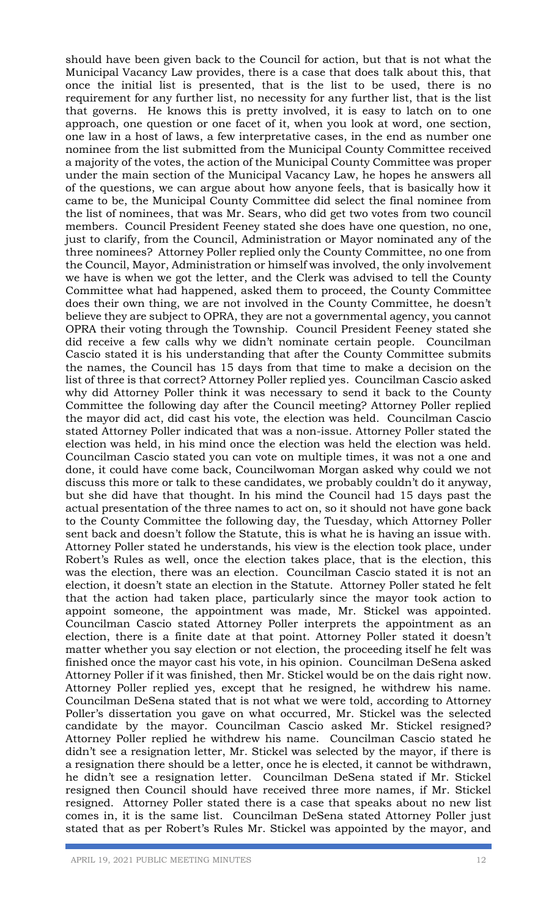should have been given back to the Council for action, but that is not what the Municipal Vacancy Law provides, there is a case that does talk about this, that once the initial list is presented, that is the list to be used, there is no requirement for any further list, no necessity for any further list, that is the list that governs. He knows this is pretty involved, it is easy to latch on to one approach, one question or one facet of it, when you look at word, one section, one law in a host of laws, a few interpretative cases, in the end as number one nominee from the list submitted from the Municipal County Committee received a majority of the votes, the action of the Municipal County Committee was proper under the main section of the Municipal Vacancy Law, he hopes he answers all of the questions, we can argue about how anyone feels, that is basically how it came to be, the Municipal County Committee did select the final nominee from the list of nominees, that was Mr. Sears, who did get two votes from two council members. Council President Feeney stated she does have one question, no one, just to clarify, from the Council, Administration or Mayor nominated any of the three nominees? Attorney Poller replied only the County Committee, no one from the Council, Mayor, Administration or himself was involved, the only involvement we have is when we got the letter, and the Clerk was advised to tell the County Committee what had happened, asked them to proceed, the County Committee does their own thing, we are not involved in the County Committee, he doesn't believe they are subject to OPRA, they are not a governmental agency, you cannot OPRA their voting through the Township. Council President Feeney stated she did receive a few calls why we didn't nominate certain people. Councilman Cascio stated it is his understanding that after the County Committee submits the names, the Council has 15 days from that time to make a decision on the list of three is that correct? Attorney Poller replied yes. Councilman Cascio asked why did Attorney Poller think it was necessary to send it back to the County Committee the following day after the Council meeting? Attorney Poller replied the mayor did act, did cast his vote, the election was held. Councilman Cascio stated Attorney Poller indicated that was a non-issue. Attorney Poller stated the election was held, in his mind once the election was held the election was held. Councilman Cascio stated you can vote on multiple times, it was not a one and done, it could have come back, Councilwoman Morgan asked why could we not discuss this more or talk to these candidates, we probably couldn't do it anyway, but she did have that thought. In his mind the Council had 15 days past the actual presentation of the three names to act on, so it should not have gone back to the County Committee the following day, the Tuesday, which Attorney Poller sent back and doesn't follow the Statute, this is what he is having an issue with. Attorney Poller stated he understands, his view is the election took place, under Robert's Rules as well, once the election takes place, that is the election, this was the election, there was an election. Councilman Cascio stated it is not an election, it doesn't state an election in the Statute. Attorney Poller stated he felt that the action had taken place, particularly since the mayor took action to appoint someone, the appointment was made, Mr. Stickel was appointed. Councilman Cascio stated Attorney Poller interprets the appointment as an election, there is a finite date at that point. Attorney Poller stated it doesn't matter whether you say election or not election, the proceeding itself he felt was finished once the mayor cast his vote, in his opinion. Councilman DeSena asked Attorney Poller if it was finished, then Mr. Stickel would be on the dais right now. Attorney Poller replied yes, except that he resigned, he withdrew his name. Councilman DeSena stated that is not what we were told, according to Attorney Poller's dissertation you gave on what occurred, Mr. Stickel was the selected candidate by the mayor. Councilman Cascio asked Mr. Stickel resigned? Attorney Poller replied he withdrew his name. Councilman Cascio stated he didn't see a resignation letter, Mr. Stickel was selected by the mayor, if there is a resignation there should be a letter, once he is elected, it cannot be withdrawn, he didn't see a resignation letter. Councilman DeSena stated if Mr. Stickel resigned then Council should have received three more names, if Mr. Stickel resigned. Attorney Poller stated there is a case that speaks about no new list comes in, it is the same list. Councilman DeSena stated Attorney Poller just stated that as per Robert's Rules Mr. Stickel was appointed by the mayor, and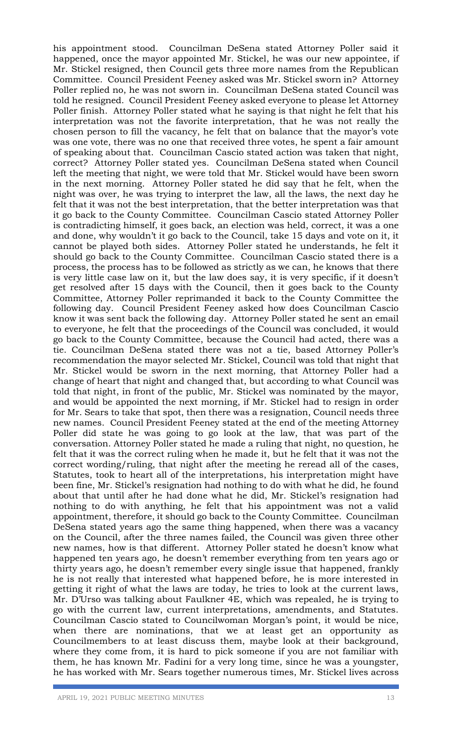his appointment stood. Councilman DeSena stated Attorney Poller said it happened, once the mayor appointed Mr. Stickel, he was our new appointee, if Mr. Stickel resigned, then Council gets three more names from the Republican Committee. Council President Feeney asked was Mr. Stickel sworn in? Attorney Poller replied no, he was not sworn in. Councilman DeSena stated Council was told he resigned. Council President Feeney asked everyone to please let Attorney Poller finish. Attorney Poller stated what he saying is that night he felt that his interpretation was not the favorite interpretation, that he was not really the chosen person to fill the vacancy, he felt that on balance that the mayor's vote was one vote, there was no one that received three votes, he spent a fair amount of speaking about that. Councilman Cascio stated action was taken that night, correct? Attorney Poller stated yes. Councilman DeSena stated when Council left the meeting that night, we were told that Mr. Stickel would have been sworn in the next morning. Attorney Poller stated he did say that he felt, when the night was over, he was trying to interpret the law, all the laws, the next day he felt that it was not the best interpretation, that the better interpretation was that it go back to the County Committee. Councilman Cascio stated Attorney Poller is contradicting himself, it goes back, an election was held, correct, it was a one and done, why wouldn't it go back to the Council, take 15 days and vote on it, it cannot be played both sides. Attorney Poller stated he understands, he felt it should go back to the County Committee. Councilman Cascio stated there is a process, the process has to be followed as strictly as we can, he knows that there is very little case law on it, but the law does say, it is very specific, if it doesn't get resolved after 15 days with the Council, then it goes back to the County Committee, Attorney Poller reprimanded it back to the County Committee the following day. Council President Feeney asked how does Councilman Cascio know it was sent back the following day. Attorney Poller stated he sent an email to everyone, he felt that the proceedings of the Council was concluded, it would go back to the County Committee, because the Council had acted, there was a tie. Councilman DeSena stated there was not a tie, based Attorney Poller's recommendation the mayor selected Mr. Stickel, Council was told that night that Mr. Stickel would be sworn in the next morning, that Attorney Poller had a change of heart that night and changed that, but according to what Council was told that night, in front of the public, Mr. Stickel was nominated by the mayor, and would be appointed the next morning, if Mr. Stickel had to resign in order for Mr. Sears to take that spot, then there was a resignation, Council needs three new names. Council President Feeney stated at the end of the meeting Attorney Poller did state he was going to go look at the law, that was part of the conversation. Attorney Poller stated he made a ruling that night, no question, he felt that it was the correct ruling when he made it, but he felt that it was not the correct wording/ruling, that night after the meeting he reread all of the cases, Statutes, took to heart all of the interpretations, his interpretation might have been fine, Mr. Stickel's resignation had nothing to do with what he did, he found about that until after he had done what he did, Mr. Stickel's resignation had nothing to do with anything, he felt that his appointment was not a valid appointment, therefore, it should go back to the County Committee. Councilman DeSena stated years ago the same thing happened, when there was a vacancy on the Council, after the three names failed, the Council was given three other new names, how is that different. Attorney Poller stated he doesn't know what happened ten years ago, he doesn't remember everything from ten years ago or thirty years ago, he doesn't remember every single issue that happened, frankly he is not really that interested what happened before, he is more interested in getting it right of what the laws are today, he tries to look at the current laws, Mr. D'Urso was talking about Faulkner 4E, which was repealed, he is trying to go with the current law, current interpretations, amendments, and Statutes. Councilman Cascio stated to Councilwoman Morgan's point, it would be nice, when there are nominations, that we at least get an opportunity as Councilmembers to at least discuss them, maybe look at their background, where they come from, it is hard to pick someone if you are not familiar with them, he has known Mr. Fadini for a very long time, since he was a youngster, he has worked with Mr. Sears together numerous times, Mr. Stickel lives across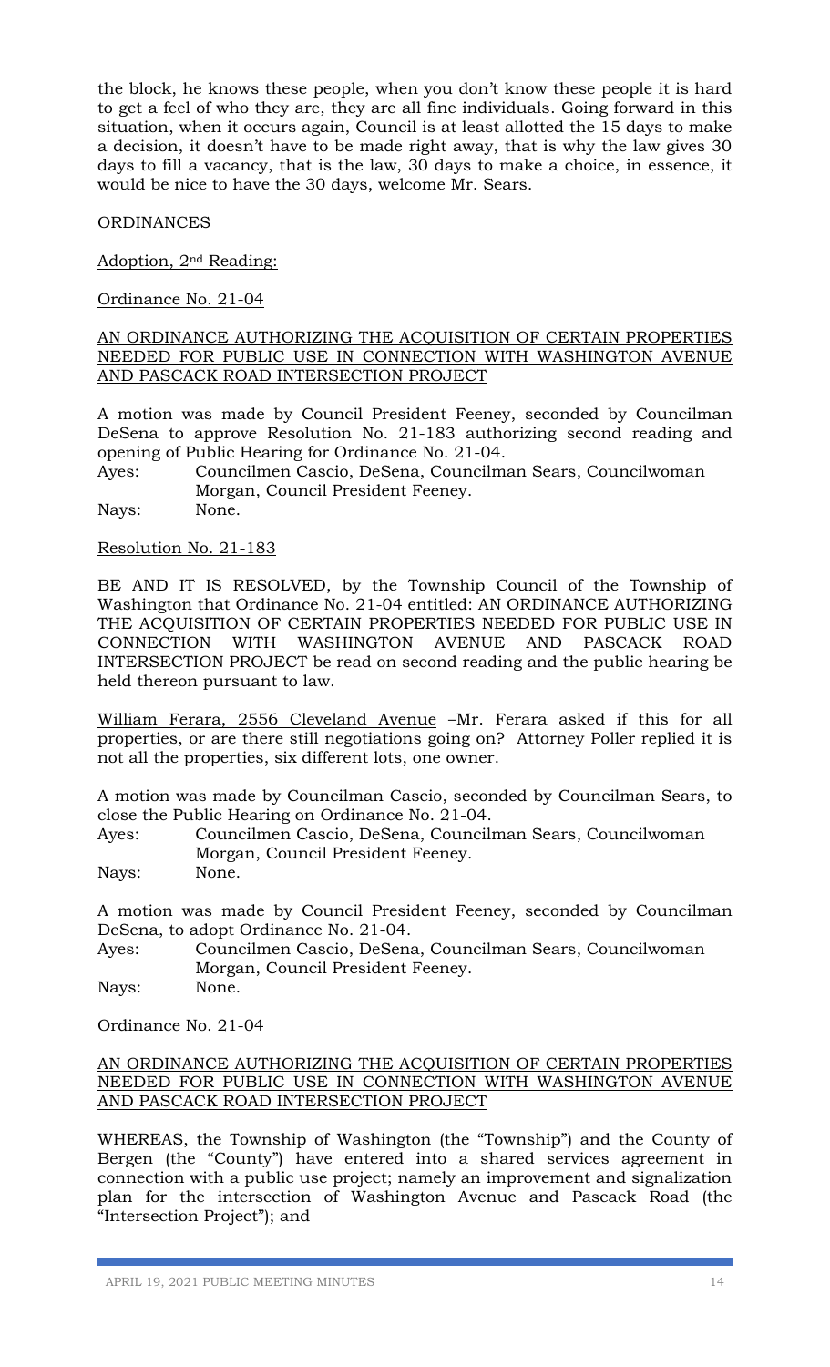the block, he knows these people, when you don't know these people it is hard to get a feel of who they are, they are all fine individuals. Going forward in this situation, when it occurs again, Council is at least allotted the 15 days to make a decision, it doesn't have to be made right away, that is why the law gives 30 days to fill a vacancy, that is the law, 30 days to make a choice, in essence, it would be nice to have the 30 days, welcome Mr. Sears.

<u>ORDINANCES</u>

<u>Adoption, 2nd Reading:</u>

<u>Ordinance No. 21-04</u>

<u>AN ORDINANCE AUTHORIZING THE ACQUISITION OF CERTAIN PROPERTIES NEEDED FOR PUBLIC USE IN CONNECTION WITH WASHINGTON AVENUE AND PASCACK ROAD INTERSECTION PROJECT</u>

A motion was made by Council President Feeney, seconded by Councilman DeSena to approve Resolution No. 21-183 authorizing second reading and opening of Public Hearing for Ordinance No. 21-04.

Ayes: Councilmen Cascio, DeSena, Councilman Sears, Councilwoman Morgan, Council President Feeney.

Nays: None.

<u>Resolution No. 21-183</u>

BE AND IT IS RESOLVED, by the Township Council of the Township of Washington that Ordinance No. 21-04 entitled: AN ORDINANCE AUTHORIZING THE ACQUISITION OF CERTAIN PROPERTIES NEEDED FOR PUBLIC USE IN CONNECTION WITH WASHINGTON AVENUE AND PASCACK ROAD INTERSECTION PROJECT be read on second reading and the public hearing be held thereon pursuant to law.

<u>William Ferara, 2556 Cleveland Avenue</u> –Mr. Ferara asked if this for all properties, or are there still negotiations going on? Attorney Poller replied it is not all the properties, six different lots, one owner.

A motion was made by Councilman Cascio, seconded by Councilman Sears, to close the Public Hearing on Ordinance No. 21-04.

Ayes: Councilmen Cascio, DeSena, Councilman Sears, Councilwoman Morgan, Council President Feeney.

Nays: None.

A motion was made by Council President Feeney, seconded by Councilman DeSena, to adopt Ordinance No. 21-04.

Ayes: Councilmen Cascio, DeSena, Councilman Sears, Councilwoman Morgan, Council President Feeney.

Nays: None.

<u>Ordinance No. 21-04</u>

<u>AN ORDINANCE AUTHORIZING THE ACQUISITION OF CERTAIN PROPERTIES NEEDED FOR PUBLIC USE IN CONNECTION WITH WASHINGTON AVENUE AND PASCACK ROAD INTERSECTION PROJECT</u>

WHEREAS, the Township of Washington (the "Township") and the County of Bergen (the "County") have entered into a shared services agreement in connection with a public use project; namely an improvement and signalization plan for the intersection of Washington Avenue and Pascack Road (the "Intersection Project"); and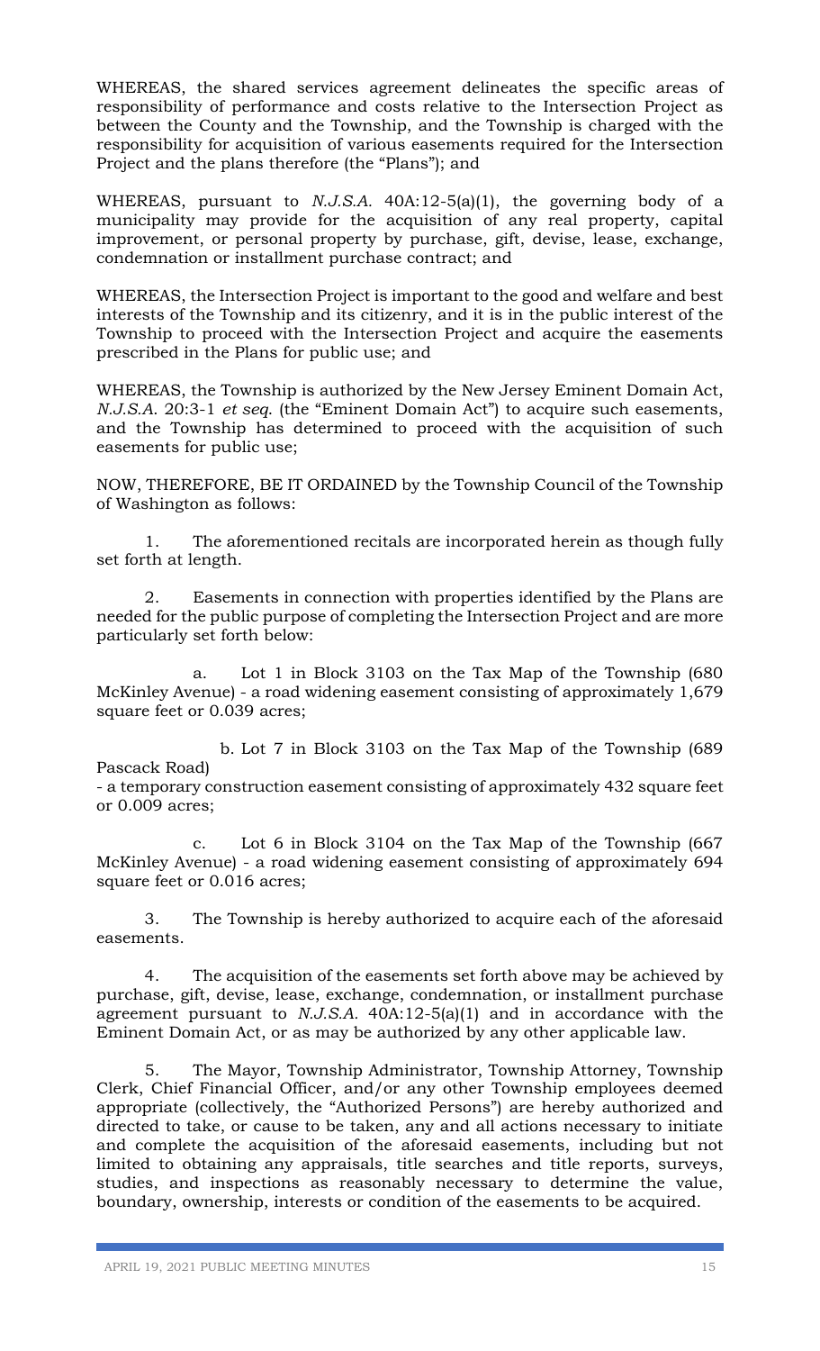WHEREAS, the shared services agreement delineates the specific areas of responsibility of performance and costs relative to the Intersection Project as between the County and the Township, and the Township is charged with the responsibility for acquisition of various easements required for the Intersection Project and the plans therefore (the "Plans"); and

WHEREAS, pursuant to *N.J.S.A.* 40A:12-5(a)(1), the governing body of a municipality may provide for the acquisition of any real property, capital improvement, or personal property by purchase, gift, devise, lease, exchange, condemnation or installment purchase contract; and

WHEREAS, the Intersection Project is important to the good and welfare and best interests of the Township and its citizenry, and it is in the public interest of the Township to proceed with the Intersection Project and acquire the easements prescribed in the Plans for public use; and

WHEREAS, the Township is authorized by the New Jersey Eminent Domain Act, *N.J.S.A.* 20:3-1 *et seq*. (the "Eminent Domain Act") to acquire such easements, and the Township has determined to proceed with the acquisition of such easements for public use;

NOW, THEREFORE, BE IT ORDAINED by the Township Council of the Township of Washington as follows:

1. The aforementioned recitals are incorporated herein as though fully set forth at length.

2. Easements in connection with properties identified by the Plans are needed for the public purpose of completing the Intersection Project and are more particularly set forth below:

   a. Lot 1 in Block 3103 on the Tax Map of the Township (680 McKinley Avenue) - a road widening easement consisting of approximately 1,679 square feet or 0.039 acres;

   b. Lot 7 in Block 3103 on the Tax Map of the Township (689 Pascack Road)
   - a temporary construction easement consisting of approximately 432 square feet or 0.009 acres;

   c. Lot 6 in Block 3104 on the Tax Map of the Township (667 McKinley Avenue) - a road widening easement consisting of approximately 694 square feet or 0.016 acres;

3. The Township is hereby authorized to acquire each of the aforesaid easements.

4. The acquisition of the easements set forth above may be achieved by purchase, gift, devise, lease, exchange, condemnation, or installment purchase agreement pursuant to *N.J.S.A.* 40A:12-5(a)(1) and in accordance with the Eminent Domain Act, or as may be authorized by any other applicable law.

5. The Mayor, Township Administrator, Township Attorney, Township Clerk, Chief Financial Officer, and/or any other Township employees deemed appropriate (collectively, the "Authorized Persons") are hereby authorized and directed to take, or cause to be taken, any and all actions necessary to initiate and complete the acquisition of the aforesaid easements, including but not limited to obtaining any appraisals, title searches and title reports, surveys, studies, and inspections as reasonably necessary to determine the value, boundary, ownership, interests or condition of the easements to be acquired.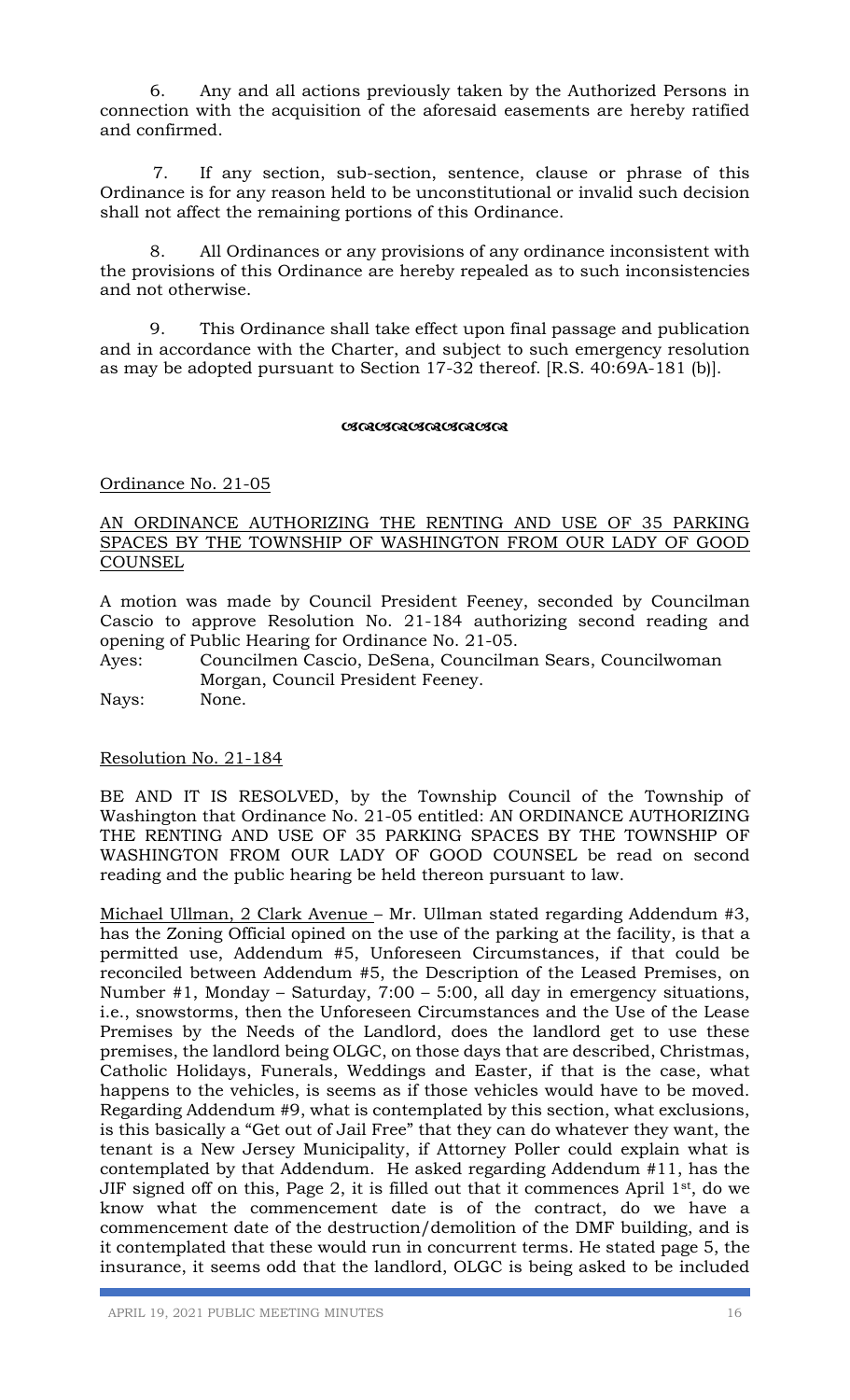6. Any and all actions previously taken by the Authorized Persons in connection with the acquisition of the aforesaid easements are hereby ratified and confirmed.

7. If any section, sub-section, sentence, clause or phrase of this Ordinance is for any reason held to be unconstitutional or invalid such decision shall not affect the remaining portions of this Ordinance.

8. All Ordinances or any provisions of any ordinance inconsistent with the provisions of this Ordinance are hereby repealed as to such inconsistencies and not otherwise.

9. This Ordinance shall take effect upon final passage and publication and in accordance with the Charter, and subject to such emergency resolution as may be adopted pursuant to Section 17-32 thereof. [R.S. 40:69A-181 (b)].

Ordinance No. 21-05

AN ORDINANCE AUTHORIZING THE RENTING AND USE OF 35 PARKING SPACES BY THE TOWNSHIP OF WASHINGTON FROM OUR LADY OF GOOD COUNSEL

A motion was made by Council President Feeney, seconded by Councilman Cascio to approve Resolution No. 21-184 authorizing second reading and opening of Public Hearing for Ordinance No. 21-05.

Ayes: Councilmen Cascio, DeSena, Councilman Sears, Councilwoman Morgan, Council President Feeney.

Nays: None.

Resolution No. 21-184

BE AND IT IS RESOLVED, by the Township Council of the Township of Washington that Ordinance No. 21-05 entitled: AN ORDINANCE AUTHORIZING THE RENTING AND USE OF 35 PARKING SPACES BY THE TOWNSHIP OF WASHINGTON FROM OUR LADY OF GOOD COUNSEL be read on second reading and the public hearing be held thereon pursuant to law.

Michael Ullman, 2 Clark Avenue – Mr. Ullman stated regarding Addendum #3, has the Zoning Official opined on the use of the parking at the facility, is that a permitted use, Addendum #5, Unforeseen Circumstances, if that could be reconciled between Addendum #5, the Description of the Leased Premises, on Number #1, Monday – Saturday, 7:00 – 5:00, all day in emergency situations, i.e., snowstorms, then the Unforeseen Circumstances and the Use of the Lease Premises by the Needs of the Landlord, does the landlord get to use these premises, the landlord being OLGC, on those days that are described, Christmas, Catholic Holidays, Funerals, Weddings and Easter, if that is the case, what happens to the vehicles, is seems as if those vehicles would have to be moved. Regarding Addendum #9, what is contemplated by this section, what exclusions, is this basically a "Get out of Jail Free" that they can do whatever they want, the tenant is a New Jersey Municipality, if Attorney Poller could explain what is contemplated by that Addendum. He asked regarding Addendum #11, has the JIF signed off on this, Page 2, it is filled out that it commences April 1st, do we know what the commencement date is of the contract, do we have a commencement date of the destruction/demolition of the DMF building, and is it contemplated that these would run in concurrent terms. He stated page 5, the insurance, it seems odd that the landlord, OLGC is being asked to be included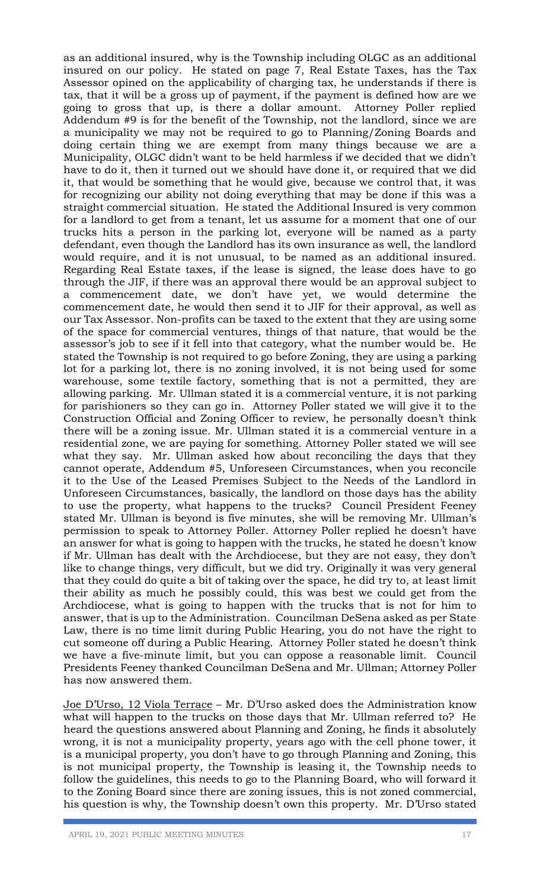as an additional insured, why is the Township including OLGC as an additional insured on our policy. He stated on page 7, Real Estate Taxes, has the Tax Assessor opined on the applicability of charging tax, he understands if there is tax, that it will be a gross up of payment, if the payment is defined how are we going to gross that up, is there a dollar amount. Attorney Poller replied Addendum #9 is for the benefit of the Township, not the landlord, since we are a municipality we may not be required to go to Planning/Zoning Boards and doing certain thing we are exempt from many things because we are a Municipality, OLGC didn't want to be held harmless if we decided that we didn't have to do it, then it turned out we should have done it, or required that we did it, that would be something that he would give, because we control that, it was for recognizing our ability not doing everything that may be done if this was a straight commercial situation. He stated the Additional Insured is very common for a landlord to get from a tenant, let us assume for a moment that one of our trucks hits a person in the parking lot, everyone will be named as a party defendant, even though the Landlord has its own insurance as well, the landlord would require, and it is not unusual, to be named as an additional insured. Regarding Real Estate taxes, if the lease is signed, the lease does have to go through the JIF, if there was an approval there would be an approval subject to a commencement date, we don't have yet, we would determine the commencement date, he would then send it to JIF for their approval, as well as our Tax Assessor. Non-profits can be taxed to the extent that they are using some of the space for commercial ventures, things of that nature, that would be the assessor's job to see if it fell into that category, what the number would be. He stated the Township is not required to go before Zoning, they are using a parking lot for a parking lot, there is no zoning involved, it is not being used for some warehouse, some textile factory, something that is not a permitted, they are allowing parking. Mr. Ullman stated it is a commercial venture, it is not parking for parishioners so they can go in. Attorney Poller stated we will give it to the Construction Official and Zoning Officer to review, he personally doesn't think there will be a zoning issue. Mr. Ullman stated it is a commercial venture in a residential zone, we are paying for something. Attorney Poller stated we will see what they say. Mr. Ullman asked how about reconciling the days that they cannot operate, Addendum #5, Unforeseen Circumstances, when you reconcile it to the Use of the Leased Premises Subject to the Needs of the Landlord in Unforeseen Circumstances, basically, the landlord on those days has the ability to use the property, what happens to the trucks? Council President Feeney stated Mr. Ullman is beyond is five minutes, she will be removing Mr. Ullman's permission to speak to Attorney Poller. Attorney Poller replied he doesn't have an answer for what is going to happen with the trucks, he stated he doesn't know if Mr. Ullman has dealt with the Archdiocese, but they are not easy, they don't like to change things, very difficult, but we did try. Originally it was very general that they could do quite a bit of taking over the space, he did try to, at least limit their ability as much he possibly could, this was best we could get from the Archdiocese, what is going to happen with the trucks that is not for him to answer, that is up to the Administration. Councilman DeSena asked as per State Law, there is no time limit during Public Hearing, you do not have the right to cut someone off during a Public Hearing. Attorney Poller stated he doesn't think we have a five-minute limit, but you can oppose a reasonable limit. Council Presidents Feeney thanked Councilman DeSena and Mr. Ullman; Attorney Poller has now answered them.

Joe D'Urso, 12 Viola Terrace – Mr. D'Urso asked does the Administration know what will happen to the trucks on those days that Mr. Ullman referred to? He heard the questions answered about Planning and Zoning, he finds it absolutely wrong, it is not a municipality property, years ago with the cell phone tower, it is a municipal property, you don't have to go through Planning and Zoning, this is not municipal property, the Township is leasing it, the Township needs to follow the guidelines, this needs to go to the Planning Board, who will forward it to the Zoning Board since there are zoning issues, this is not zoned commercial, his question is why, the Township doesn't own this property. Mr. D'Urso stated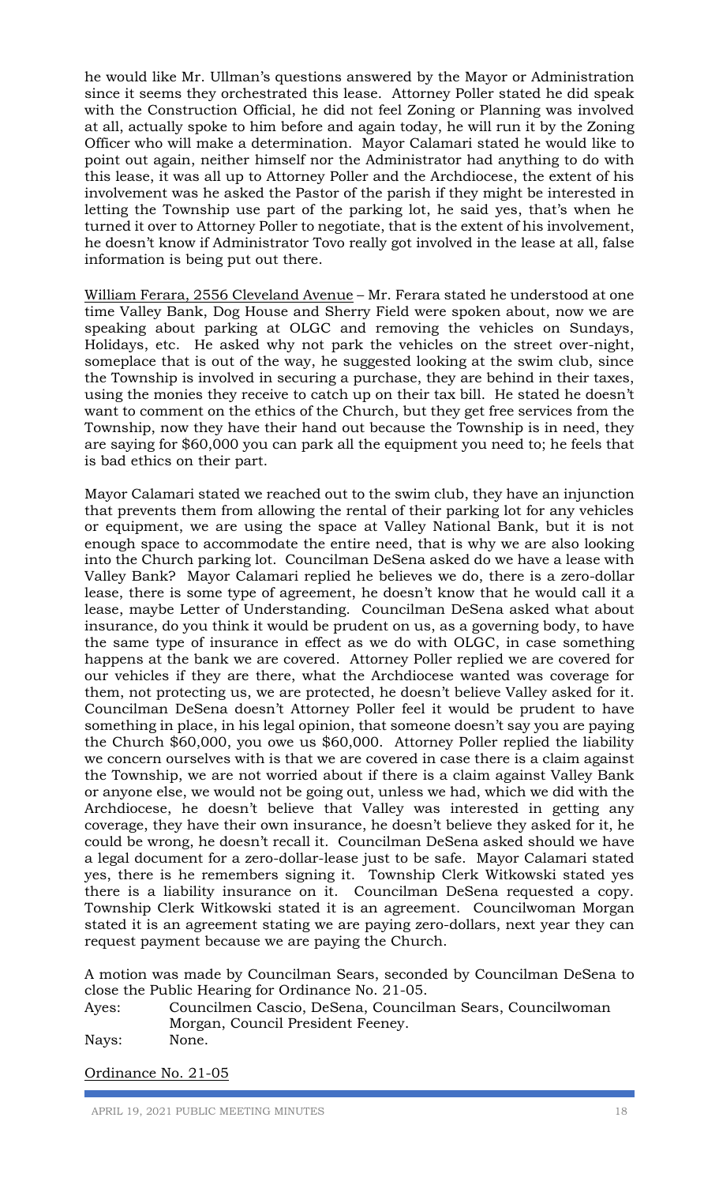he would like Mr. Ullman's questions answered by the Mayor or Administration since it seems they orchestrated this lease. Attorney Poller stated he did speak with the Construction Official, he did not feel Zoning or Planning was involved at all, actually spoke to him before and again today, he will run it by the Zoning Officer who will make a determination. Mayor Calamari stated he would like to point out again, neither himself nor the Administrator had anything to do with this lease, it was all up to Attorney Poller and the Archdiocese, the extent of his involvement was he asked the Pastor of the parish if they might be interested in letting the Township use part of the parking lot, he said yes, that's when he turned it over to Attorney Poller to negotiate, that is the extent of his involvement, he doesn't know if Administrator Tovo really got involved in the lease at all, false information is being put out there.

<u>William Ferara, 2556 Cleveland Avenue</u> – Mr. Ferara stated he understood at one time Valley Bank, Dog House and Sherry Field were spoken about, now we are speaking about parking at OLGC and removing the vehicles on Sundays, Holidays, etc. He asked why not park the vehicles on the street over-night, someplace that is out of the way, he suggested looking at the swim club, since the Township is involved in securing a purchase, they are behind in their taxes, using the monies they receive to catch up on their tax bill. He stated he doesn't want to comment on the ethics of the Church, but they get free services from the Township, now they have their hand out because the Township is in need, they are saying for $60,000 you can park all the equipment you need to; he feels that is bad ethics on their part.

Mayor Calamari stated we reached out to the swim club, they have an injunction that prevents them from allowing the rental of their parking lot for any vehicles or equipment, we are using the space at Valley National Bank, but it is not enough space to accommodate the entire need, that is why we are also looking into the Church parking lot. Councilman DeSena asked do we have a lease with Valley Bank? Mayor Calamari replied he believes we do, there is a zero-dollar lease, there is some type of agreement, he doesn't know that he would call it a lease, maybe Letter of Understanding. Councilman DeSena asked what about insurance, do you think it would be prudent on us, as a governing body, to have the same type of insurance in effect as we do with OLGC, in case something happens at the bank we are covered. Attorney Poller replied we are covered for our vehicles if they are there, what the Archdiocese wanted was coverage for them, not protecting us, we are protected, he doesn't believe Valley asked for it. Councilman DeSena doesn't Attorney Poller feel it would be prudent to have something in place, in his legal opinion, that someone doesn't say you are paying the Church $60,000, you owe us $60,000. Attorney Poller replied the liability we concern ourselves with is that we are covered in case there is a claim against the Township, we are not worried about if there is a claim against Valley Bank or anyone else, we would not be going out, unless we had, which we did with the Archdiocese, he doesn't believe that Valley was interested in getting any coverage, they have their own insurance, he doesn't believe they asked for it, he could be wrong, he doesn't recall it. Councilman DeSena asked should we have a legal document for a zero-dollar-lease just to be safe. Mayor Calamari stated yes, there is he remembers signing it. Township Clerk Witkowski stated yes there is a liability insurance on it. Councilman DeSena requested a copy. Township Clerk Witkowski stated it is an agreement. Councilwoman Morgan stated it is an agreement stating we are paying zero-dollars, next year they can request payment because we are paying the Church.

A motion was made by Councilman Sears, seconded by Councilman DeSena to close the Public Hearing for Ordinance No. 21-05.

Ayes: Councilmen Cascio, DeSena, Councilman Sears, Councilwoman Morgan, Council President Feeney.
Nays: None.

<u>Ordinance No. 21-05</u>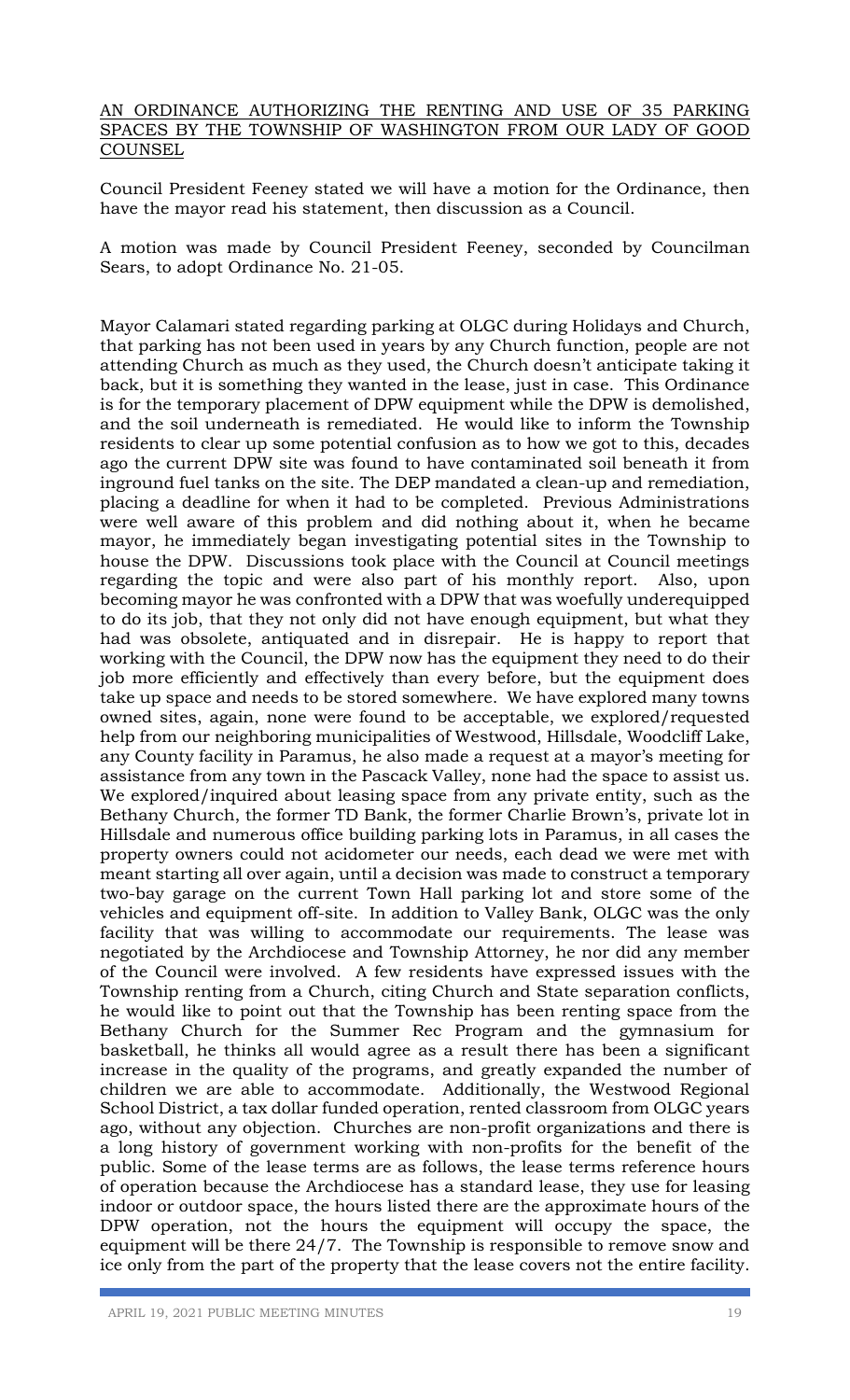<u>AN ORDINANCE AUTHORIZING THE RENTING AND USE OF 35 PARKING SPACES BY THE TOWNSHIP OF WASHINGTON FROM OUR LADY OF GOOD COUNSEL</u>

Council President Feeney stated we will have a motion for the Ordinance, then have the mayor read his statement, then discussion as a Council.

A motion was made by Council President Feeney, seconded by Councilman Sears, to adopt Ordinance No. 21-05.

Mayor Calamari stated regarding parking at OLGC during Holidays and Church, that parking has not been used in years by any Church function, people are not attending Church as much as they used, the Church doesn't anticipate taking it back, but it is something they wanted in the lease, just in case. This Ordinance is for the temporary placement of DPW equipment while the DPW is demolished, and the soil underneath is remediated. He would like to inform the Township residents to clear up some potential confusion as to how we got to this, decades ago the current DPW site was found to have contaminated soil beneath it from inground fuel tanks on the site. The DEP mandated a clean-up and remediation, placing a deadline for when it had to be completed. Previous Administrations were well aware of this problem and did nothing about it, when he became mayor, he immediately began investigating potential sites in the Township to house the DPW. Discussions took place with the Council at Council meetings regarding the topic and were also part of his monthly report. Also, upon becoming mayor he was confronted with a DPW that was woefully underequipped to do its job, that they not only did not have enough equipment, but what they had was obsolete, antiquated and in disrepair. He is happy to report that working with the Council, the DPW now has the equipment they need to do their job more efficiently and effectively than every before, but the equipment does take up space and needs to be stored somewhere. We have explored many towns owned sites, again, none were found to be acceptable, we explored/requested help from our neighboring municipalities of Westwood, Hillsdale, Woodcliff Lake, any County facility in Paramus, he also made a request at a mayor's meeting for assistance from any town in the Pascack Valley, none had the space to assist us. We explored/inquired about leasing space from any private entity, such as the Bethany Church, the former TD Bank, the former Charlie Brown's, private lot in Hillsdale and numerous office building parking lots in Paramus, in all cases the property owners could not acidometer our needs, each dead we were met with meant starting all over again, until a decision was made to construct a temporary two-bay garage on the current Town Hall parking lot and store some of the vehicles and equipment off-site. In addition to Valley Bank, OLGC was the only facility that was willing to accommodate our requirements. The lease was negotiated by the Archdiocese and Township Attorney, he nor did any member of the Council were involved. A few residents have expressed issues with the Township renting from a Church, citing Church and State separation conflicts, he would like to point out that the Township has been renting space from the Bethany Church for the Summer Rec Program and the gymnasium for basketball, he thinks all would agree as a result there has been a significant increase in the quality of the programs, and greatly expanded the number of children we are able to accommodate. Additionally, the Westwood Regional School District, a tax dollar funded operation, rented classroom from OLGC years ago, without any objection. Churches are non-profit organizations and there is a long history of government working with non-profits for the benefit of the public. Some of the lease terms are as follows, the lease terms reference hours of operation because the Archdiocese has a standard lease, they use for leasing indoor or outdoor space, the hours listed there are the approximate hours of the DPW operation, not the hours the equipment will occupy the space, the equipment will be there 24/7. The Township is responsible to remove snow and ice only from the part of the property that the lease covers not the entire facility.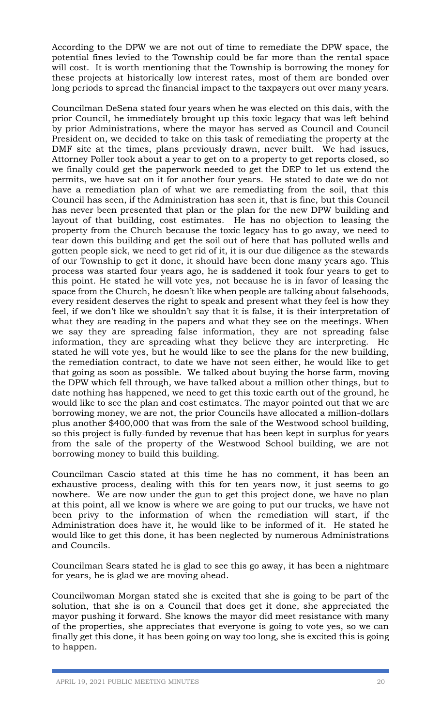According to the DPW we are not out of time to remediate the DPW space, the potential fines levied to the Township could be far more than the rental space will cost. It is worth mentioning that the Township is borrowing the money for these projects at historically low interest rates, most of them are bonded over long periods to spread the financial impact to the taxpayers out over many years.

Councilman DeSena stated four years when he was elected on this dais, with the prior Council, he immediately brought up this toxic legacy that was left behind by prior Administrations, where the mayor has served as Council and Council President on, we decided to take on this task of remediating the property at the DMF site at the times, plans previously drawn, never built. We had issues, Attorney Poller took about a year to get on to a property to get reports closed, so we finally could get the paperwork needed to get the DEP to let us extend the permits, we have sat on it for another four years. He stated to date we do not have a remediation plan of what we are remediating from the soil, that this Council has seen, if the Administration has seen it, that is fine, but this Council has never been presented that plan or the plan for the new DPW building and layout of that building, cost estimates. He has no objection to leasing the property from the Church because the toxic legacy has to go away, we need to tear down this building and get the soil out of here that has polluted wells and gotten people sick, we need to get rid of it, it is our due diligence as the stewards of our Township to get it done, it should have been done many years ago. This process was started four years ago, he is saddened it took four years to get to this point. He stated he will vote yes, not because he is in favor of leasing the space from the Church, he doesn't like when people are talking about falsehoods, every resident deserves the right to speak and present what they feel is how they feel, if we don't like we shouldn't say that it is false, it is their interpretation of what they are reading in the papers and what they see on the meetings. When we say they are spreading false information, they are not spreading false information, they are spreading what they believe they are interpreting. He stated he will vote yes, but he would like to see the plans for the new building, the remediation contract, to date we have not seen either, he would like to get that going as soon as possible. We talked about buying the horse farm, moving the DPW which fell through, we have talked about a million other things, but to date nothing has happened, we need to get this toxic earth out of the ground, he would like to see the plan and cost estimates. The mayor pointed out that we are borrowing money, we are not, the prior Councils have allocated a million-dollars plus another $400,000 that was from the sale of the Westwood school building, so this project is fully-funded by revenue that has been kept in surplus for years from the sale of the property of the Westwood School building, we are not borrowing money to build this building.

Councilman Cascio stated at this time he has no comment, it has been an exhaustive process, dealing with this for ten years now, it just seems to go nowhere. We are now under the gun to get this project done, we have no plan at this point, all we know is where we are going to put our trucks, we have not been privy to the information of when the remediation will start, if the Administration does have it, he would like to be informed of it. He stated he would like to get this done, it has been neglected by numerous Administrations and Councils.

Councilman Sears stated he is glad to see this go away, it has been a nightmare for years, he is glad we are moving ahead.

Councilwoman Morgan stated she is excited that she is going to be part of the solution, that she is on a Council that does get it done, she appreciated the mayor pushing it forward. She knows the mayor did meet resistance with many of the properties, she appreciates that everyone is going to vote yes, so we can finally get this done, it has been going on way too long, she is excited this is going to happen.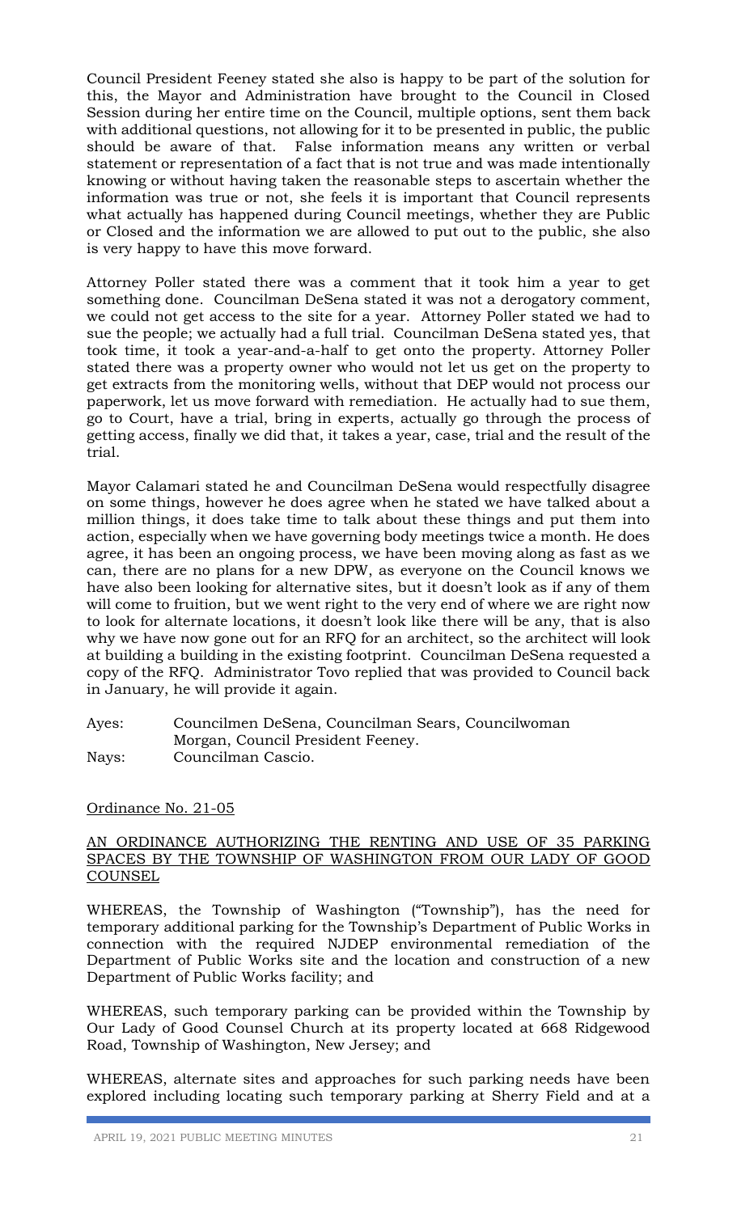Council President Feeney stated she also is happy to be part of the solution for this, the Mayor and Administration have brought to the Council in Closed Session during her entire time on the Council, multiple options, sent them back with additional questions, not allowing for it to be presented in public, the public should be aware of that. False information means any written or verbal statement or representation of a fact that is not true and was made intentionally knowing or without having taken the reasonable steps to ascertain whether the information was true or not, she feels it is important that Council represents what actually has happened during Council meetings, whether they are Public or Closed and the information we are allowed to put out to the public, she also is very happy to have this move forward.

Attorney Poller stated there was a comment that it took him a year to get something done. Councilman DeSena stated it was not a derogatory comment, we could not get access to the site for a year. Attorney Poller stated we had to sue the people; we actually had a full trial. Councilman DeSena stated yes, that took time, it took a year-and-a-half to get onto the property. Attorney Poller stated there was a property owner who would not let us get on the property to get extracts from the monitoring wells, without that DEP would not process our paperwork, let us move forward with remediation. He actually had to sue them, go to Court, have a trial, bring in experts, actually go through the process of getting access, finally we did that, it takes a year, case, trial and the result of the trial.

Mayor Calamari stated he and Councilman DeSena would respectfully disagree on some things, however he does agree when he stated we have talked about a million things, it does take time to talk about these things and put them into action, especially when we have governing body meetings twice a month. He does agree, it has been an ongoing process, we have been moving along as fast as we can, there are no plans for a new DPW, as everyone on the Council knows we have also been looking for alternative sites, but it doesn't look as if any of them will come to fruition, but we went right to the very end of where we are right now to look for alternate locations, it doesn't look like there will be any, that is also why we have now gone out for an RFQ for an architect, so the architect will look at building a building in the existing footprint. Councilman DeSena requested a copy of the RFQ. Administrator Tovo replied that was provided to Council back in January, he will provide it again.

Ayes: Councilmen DeSena, Councilman Sears, Councilwoman Morgan, Council President Feeney.
Nays: Councilman Cascio.

Ordinance No. 21-05

AN ORDINANCE AUTHORIZING THE RENTING AND USE OF 35 PARKING SPACES BY THE TOWNSHIP OF WASHINGTON FROM OUR LADY OF GOOD COUNSEL

WHEREAS, the Township of Washington ("Township"), has the need for temporary additional parking for the Township's Department of Public Works in connection with the required NJDEP environmental remediation of the Department of Public Works site and the location and construction of a new Department of Public Works facility; and

WHEREAS, such temporary parking can be provided within the Township by Our Lady of Good Counsel Church at its property located at 668 Ridgewood Road, Township of Washington, New Jersey; and

WHEREAS, alternate sites and approaches for such parking needs have been explored including locating such temporary parking at Sherry Field and at a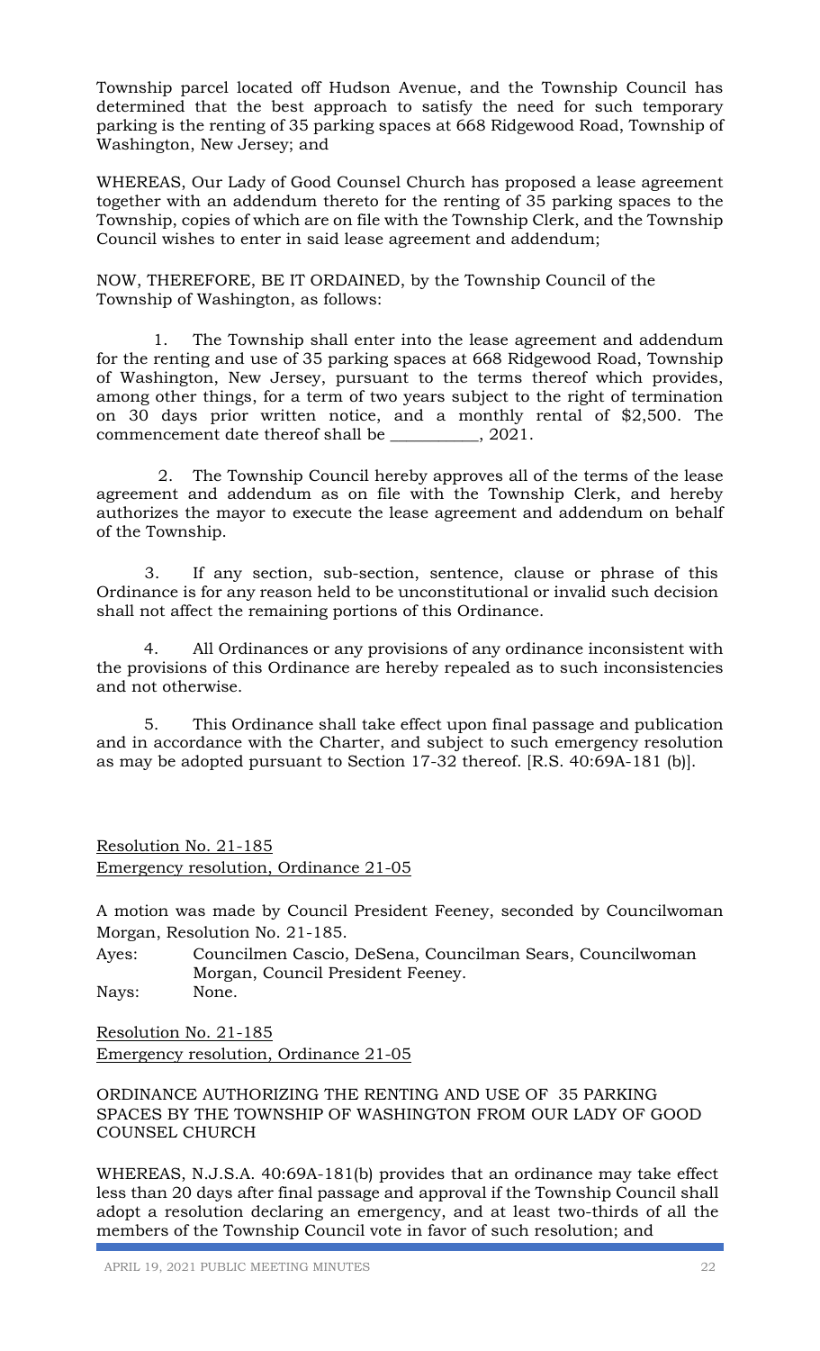Township parcel located off Hudson Avenue, and the Township Council has determined that the best approach to satisfy the need for such temporary parking is the renting of 35 parking spaces at 668 Ridgewood Road, Township of Washington, New Jersey; and

WHEREAS, Our Lady of Good Counsel Church has proposed a lease agreement together with an addendum thereto for the renting of 35 parking spaces to the Township, copies of which are on file with the Township Clerk, and the Township Council wishes to enter in said lease agreement and addendum;

NOW, THEREFORE, BE IT ORDAINED, by the Township Council of the Township of Washington, as follows:

1. The Township shall enter into the lease agreement and addendum for the renting and use of 35 parking spaces at 668 Ridgewood Road, Township of Washington, New Jersey, pursuant to the terms thereof which provides, among other things, for a term of two years subject to the right of termination on 30 days prior written notice, and a monthly rental of $2,500. The commencement date thereof shall be __________, 2021.

2. The Township Council hereby approves all of the terms of the lease agreement and addendum as on file with the Township Clerk, and hereby authorizes the mayor to execute the lease agreement and addendum on behalf of the Township.

3. If any section, sub-section, sentence, clause or phrase of this Ordinance is for any reason held to be unconstitutional or invalid such decision shall not affect the remaining portions of this Ordinance.

4. All Ordinances or any provisions of any ordinance inconsistent with the provisions of this Ordinance are hereby repealed as to such inconsistencies and not otherwise.

5. This Ordinance shall take effect upon final passage and publication and in accordance with the Charter, and subject to such emergency resolution as may be adopted pursuant to Section 17-32 thereof. [R.S. 40:69A-181 (b)].

Resolution No. 21-185
Emergency resolution, Ordinance 21-05

A motion was made by Council President Feeney, seconded by Councilwoman Morgan, Resolution No. 21-185.

Ayes: Councilmen Cascio, DeSena, Councilman Sears, Councilwoman Morgan, Council President Feeney.
Nays: None.

Resolution No. 21-185
Emergency resolution, Ordinance 21-05

ORDINANCE AUTHORIZING THE RENTING AND USE OF 35 PARKING SPACES BY THE TOWNSHIP OF WASHINGTON FROM OUR LADY OF GOOD COUNSEL CHURCH

WHEREAS, N.J.S.A. 40:69A-181(b) provides that an ordinance may take effect less than 20 days after final passage and approval if the Township Council shall adopt a resolution declaring an emergency, and at least two-thirds of all the members of the Township Council vote in favor of such resolution; and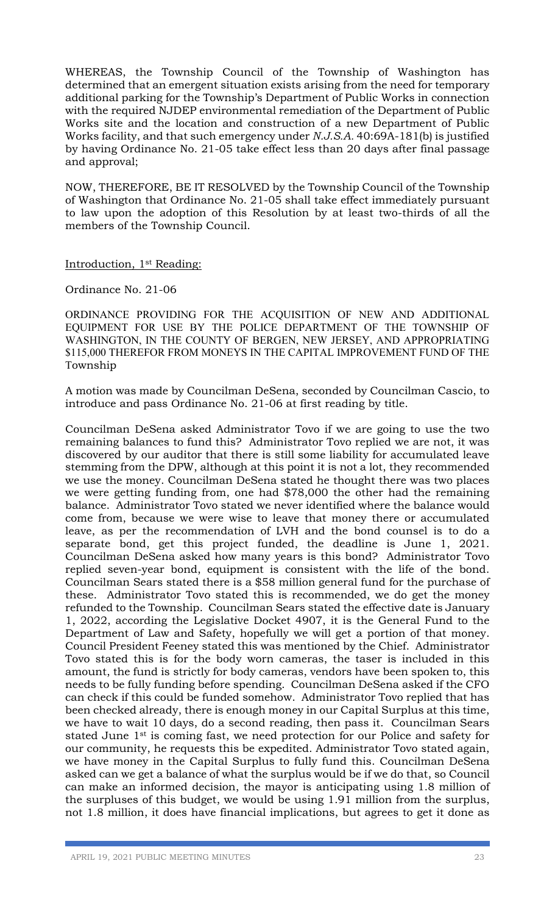WHEREAS, the Township Council of the Township of Washington has determined that an emergent situation exists arising from the need for temporary additional parking for the Township's Department of Public Works in connection with the required NJDEP environmental remediation of the Department of Public Works site and the location and construction of a new Department of Public Works facility, and that such emergency under *N.J.S.A.* 40:69A-181(b) is justified by having Ordinance No. 21-05 take effect less than 20 days after final passage and approval;

NOW, THEREFORE, BE IT RESOLVED by the Township Council of the Township of Washington that Ordinance No. 21-05 shall take effect immediately pursuant to law upon the adoption of this Resolution by at least two-thirds of all the members of the Township Council.

Introduction, 1st Reading:

Ordinance No. 21-06

ORDINANCE PROVIDING FOR THE ACQUISITION OF NEW AND ADDITIONAL EQUIPMENT FOR USE BY THE POLICE DEPARTMENT OF THE TOWNSHIP OF WASHINGTON, IN THE COUNTY OF BERGEN, NEW JERSEY, AND APPROPRIATING \$115,000 THEREFOR FROM MONEYS IN THE CAPITAL IMPROVEMENT FUND OF THE Township

A motion was made by Councilman DeSena, seconded by Councilman Cascio, to introduce and pass Ordinance No. 21-06 at first reading by title.

Councilman DeSena asked Administrator Tovo if we are going to use the two remaining balances to fund this? Administrator Tovo replied we are not, it was discovered by our auditor that there is still some liability for accumulated leave stemming from the DPW, although at this point it is not a lot, they recommended we use the money. Councilman DeSena stated he thought there was two places we were getting funding from, one had \$78,000 the other had the remaining balance. Administrator Tovo stated we never identified where the balance would come from, because we were wise to leave that money there or accumulated leave, as per the recommendation of LVH and the bond counsel is to do a separate bond, get this project funded, the deadline is June 1, 2021. Councilman DeSena asked how many years is this bond? Administrator Tovo replied seven-year bond, equipment is consistent with the life of the bond. Councilman Sears stated there is a \$58 million general fund for the purchase of these. Administrator Tovo stated this is recommended, we do get the money refunded to the Township. Councilman Sears stated the effective date is January 1, 2022, according the Legislative Docket 4907, it is the General Fund to the Department of Law and Safety, hopefully we will get a portion of that money. Council President Feeney stated this was mentioned by the Chief. Administrator Tovo stated this is for the body worn cameras, the taser is included in this amount, the fund is strictly for body cameras, vendors have been spoken to, this needs to be fully funding before spending. Councilman DeSena asked if the CFO can check if this could be funded somehow. Administrator Tovo replied that has been checked already, there is enough money in our Capital Surplus at this time, we have to wait 10 days, do a second reading, then pass it. Councilman Sears stated June 1st is coming fast, we need protection for our Police and safety for our community, he requests this be expedited. Administrator Tovo stated again, we have money in the Capital Surplus to fully fund this. Councilman DeSena asked can we get a balance of what the surplus would be if we do that, so Council can make an informed decision, the mayor is anticipating using 1.8 million of the surpluses of this budget, we would be using 1.91 million from the surplus, not 1.8 million, it does have financial implications, but agrees to get it done as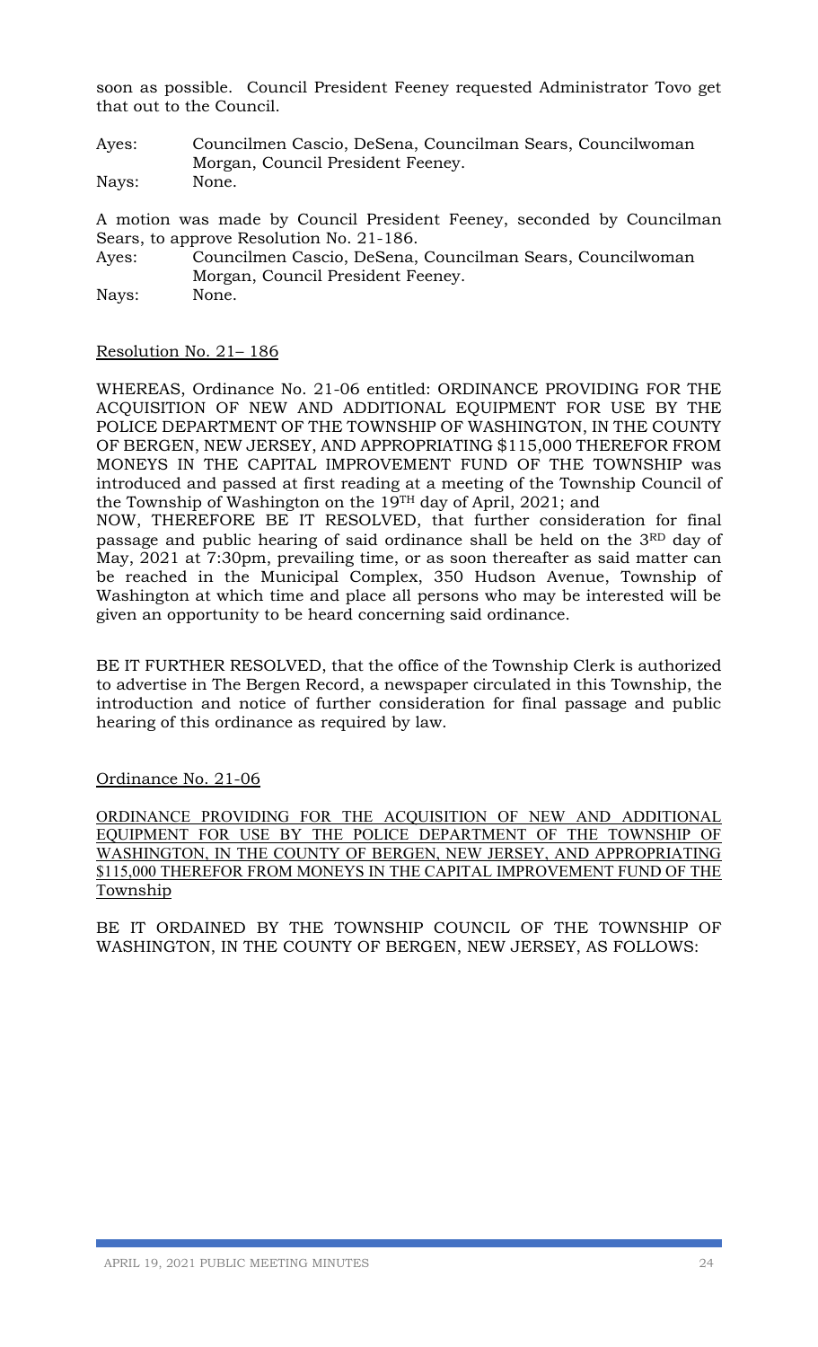soon as possible. Council President Feeney requested Administrator Tovo get that out to the Council.

Ayes: Councilmen Cascio, DeSena, Councilman Sears, Councilwoman Morgan, Council President Feeney.
Nays: None.

A motion was made by Council President Feeney, seconded by Councilman Sears, to approve Resolution No. 21-186.

Ayes: Councilmen Cascio, DeSena, Councilman Sears, Councilwoman Morgan, Council President Feeney.
Nays: None.

Resolution No. 21– 186

WHEREAS, Ordinance No. 21-06 entitled: ORDINANCE PROVIDING FOR THE ACQUISITION OF NEW AND ADDITIONAL EQUIPMENT FOR USE BY THE POLICE DEPARTMENT OF THE TOWNSHIP OF WASHINGTON, IN THE COUNTY OF BERGEN, NEW JERSEY, AND APPROPRIATING $115,000 THEREFOR FROM MONEYS IN THE CAPITAL IMPROVEMENT FUND OF THE TOWNSHIP was introduced and passed at first reading at a meeting of the Township Council of the Township of Washington on the 19TH day of April, 2021; and

NOW, THEREFORE BE IT RESOLVED, that further consideration for final passage and public hearing of said ordinance shall be held on the 3RD day of May, 2021 at 7:30pm, prevailing time, or as soon thereafter as said matter can be reached in the Municipal Complex, 350 Hudson Avenue, Township of Washington at which time and place all persons who may be interested will be given an opportunity to be heard concerning said ordinance.

BE IT FURTHER RESOLVED, that the office of the Township Clerk is authorized to advertise in The Bergen Record, a newspaper circulated in this Township, the introduction and notice of further consideration for final passage and public hearing of this ordinance as required by law.

Ordinance No. 21-06

ORDINANCE PROVIDING FOR THE ACQUISITION OF NEW AND ADDITIONAL EQUIPMENT FOR USE BY THE POLICE DEPARTMENT OF THE TOWNSHIP OF WASHINGTON, IN THE COUNTY OF BERGEN, NEW JERSEY, AND APPROPRIATING $115,000 THEREFOR FROM MONEYS IN THE CAPITAL IMPROVEMENT FUND OF THE Township

BE IT ORDAINED BY THE TOWNSHIP COUNCIL OF THE TOWNSHIP OF WASHINGTON, IN THE COUNTY OF BERGEN, NEW JERSEY, AS FOLLOWS: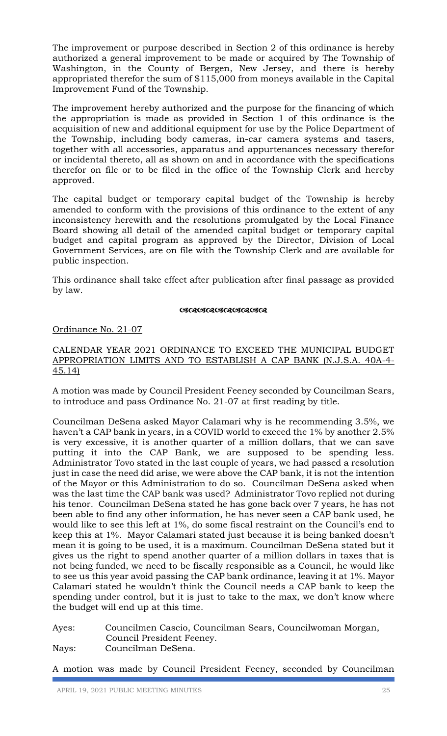The improvement or purpose described in Section 2 of this ordinance is hereby authorized a general improvement to be made or acquired by The Township of Washington, in the County of Bergen, New Jersey, and there is hereby appropriated therefor the sum of $115,000 from moneys available in the Capital Improvement Fund of the Township.

The improvement hereby authorized and the purpose for the financing of which the appropriation is made as provided in Section 1 of this ordinance is the acquisition of new and additional equipment for use by the Police Department of the Township, including body cameras, in-car camera systems and tasers, together with all accessories, apparatus and appurtenances necessary therefor or incidental thereto, all as shown on and in accordance with the specifications therefor on file or to be filed in the office of the Township Clerk and hereby approved.

The capital budget or temporary capital budget of the Township is hereby amended to conform with the provisions of this ordinance to the extent of any inconsistency herewith and the resolutions promulgated by the Local Finance Board showing all detail of the amended capital budget or temporary capital budget and capital program as approved by the Director, Division of Local Government Services, are on file with the Township Clerk and are available for public inspection.

This ordinance shall take effect after publication after final passage as provided by law.

Ordinance No. 21-07

CALENDAR YEAR 2021 ORDINANCE TO EXCEED THE MUNICIPAL BUDGET APPROPRIATION LIMITS AND TO ESTABLISH A CAP BANK (N.J.S.A. 40A-4-45.14)

A motion was made by Council President Feeney seconded by Councilman Sears, to introduce and pass Ordinance No. 21-07 at first reading by title.

Councilman DeSena asked Mayor Calamari why is he recommending 3.5%, we haven't a CAP bank in years, in a COVID world to exceed the 1% by another 2.5% is very excessive, it is another quarter of a million dollars, that we can save putting it into the CAP Bank, we are supposed to be spending less. Administrator Tovo stated in the last couple of years, we had passed a resolution just in case the need did arise, we were above the CAP bank, it is not the intention of the Mayor or this Administration to do so. Councilman DeSena asked when was the last time the CAP bank was used? Administrator Tovo replied not during his tenor. Councilman DeSena stated he has gone back over 7 years, he has not been able to find any other information, he has never seen a CAP bank used, he would like to see this left at 1%, do some fiscal restraint on the Council's end to keep this at 1%. Mayor Calamari stated just because it is being banked doesn't mean it is going to be used, it is a maximum. Councilman DeSena stated but it gives us the right to spend another quarter of a million dollars in taxes that is not being funded, we need to be fiscally responsible as a Council, he would like to see us this year avoid passing the CAP bank ordinance, leaving it at 1%. Mayor Calamari stated he wouldn't think the Council needs a CAP bank to keep the spending under control, but it is just to take to the max, we don't know where the budget will end up at this time.

Ayes: Councilmen Cascio, Councilman Sears, Councilwoman Morgan, Council President Feeney.
Nays: Councilman DeSena.

A motion was made by Council President Feeney, seconded by Councilman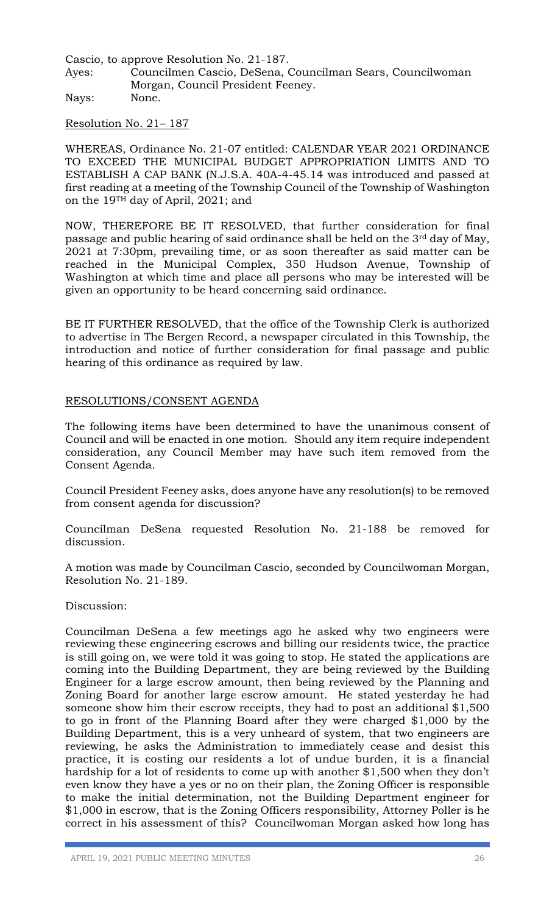Cascio, to approve Resolution No. 21-187.

Ayes: Councilmen Cascio, DeSena, Councilman Sears, Councilwoman Morgan, Council President Feeney.

Nays: None.

Resolution No. 21– 187

WHEREAS, Ordinance No. 21-07 entitled: CALENDAR YEAR 2021 ORDINANCE TO EXCEED THE MUNICIPAL BUDGET APPROPRIATION LIMITS AND TO ESTABLISH A CAP BANK (N.J.S.A. 40A-4-45.14 was introduced and passed at first reading at a meeting of the Township Council of the Township of Washington on the 19TH day of April, 2021; and

NOW, THEREFORE BE IT RESOLVED, that further consideration for final passage and public hearing of said ordinance shall be held on the 3rd day of May, 2021 at 7:30pm, prevailing time, or as soon thereafter as said matter can be reached in the Municipal Complex, 350 Hudson Avenue, Township of Washington at which time and place all persons who may be interested will be given an opportunity to be heard concerning said ordinance.

BE IT FURTHER RESOLVED, that the office of the Township Clerk is authorized to advertise in The Bergen Record, a newspaper circulated in this Township, the introduction and notice of further consideration for final passage and public hearing of this ordinance as required by law.

RESOLUTIONS/CONSENT AGENDA

The following items have been determined to have the unanimous consent of Council and will be enacted in one motion. Should any item require independent consideration, any Council Member may have such item removed from the Consent Agenda.

Council President Feeney asks, does anyone have any resolution(s) to be removed from consent agenda for discussion?

Councilman DeSena requested Resolution No. 21-188 be removed for discussion.

A motion was made by Councilman Cascio, seconded by Councilwoman Morgan, Resolution No. 21-189.

Discussion:

Councilman DeSena a few meetings ago he asked why two engineers were reviewing these engineering escrows and billing our residents twice, the practice is still going on, we were told it was going to stop. He stated the applications are coming into the Building Department, they are being reviewed by the Building Engineer for a large escrow amount, then being reviewed by the Planning and Zoning Board for another large escrow amount. He stated yesterday he had someone show him their escrow receipts, they had to post an additional $1,500 to go in front of the Planning Board after they were charged $1,000 by the Building Department, this is a very unheard of system, that two engineers are reviewing, he asks the Administration to immediately cease and desist this practice, it is costing our residents a lot of undue burden, it is a financial hardship for a lot of residents to come up with another $1,500 when they don't even know they have a yes or no on their plan, the Zoning Officer is responsible to make the initial determination, not the Building Department engineer for $1,000 in escrow, that is the Zoning Officers responsibility, Attorney Poller is he correct in his assessment of this? Councilwoman Morgan asked how long has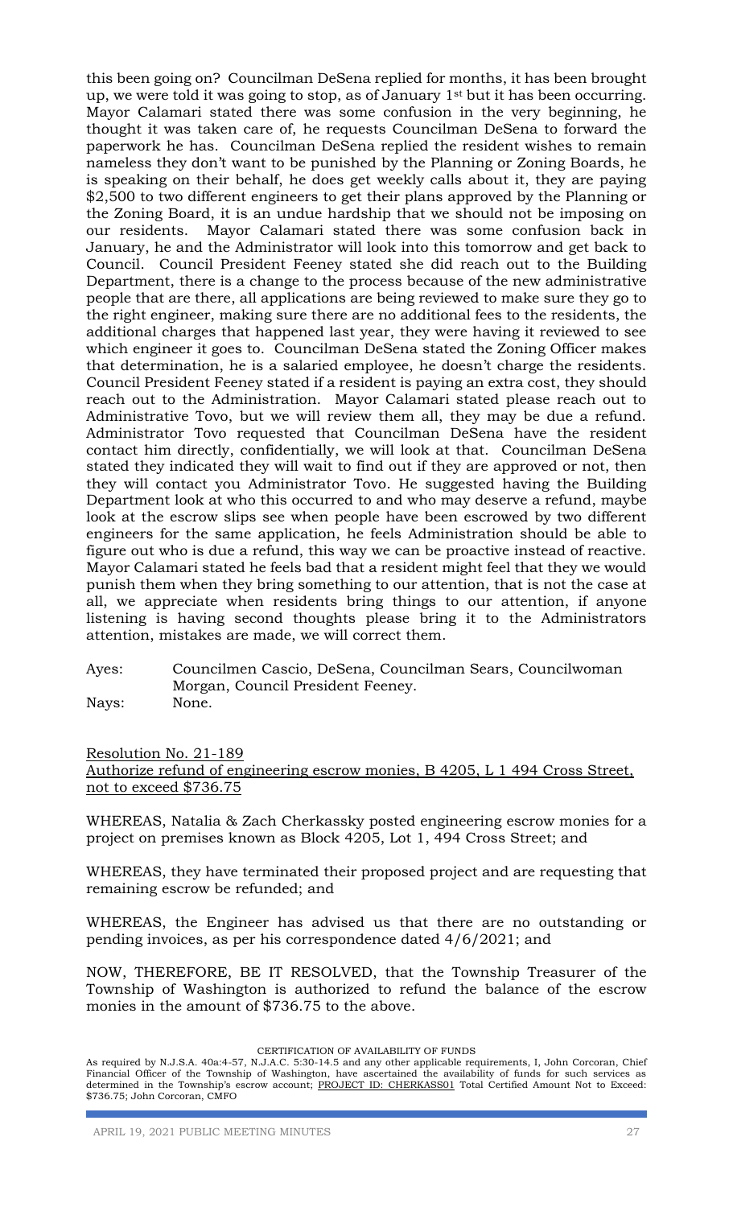this been going on? Councilman DeSena replied for months, it has been brought up, we were told it was going to stop, as of January 1st but it has been occurring. Mayor Calamari stated there was some confusion in the very beginning, he thought it was taken care of, he requests Councilman DeSena to forward the paperwork he has. Councilman DeSena replied the resident wishes to remain nameless they don't want to be punished by the Planning or Zoning Boards, he is speaking on their behalf, he does get weekly calls about it, they are paying $2,500 to two different engineers to get their plans approved by the Planning or the Zoning Board, it is an undue hardship that we should not be imposing on our residents. Mayor Calamari stated there was some confusion back in January, he and the Administrator will look into this tomorrow and get back to Council. Council President Feeney stated she did reach out to the Building Department, there is a change to the process because of the new administrative people that are there, all applications are being reviewed to make sure they go to the right engineer, making sure there are no additional fees to the residents, the additional charges that happened last year, they were having it reviewed to see which engineer it goes to. Councilman DeSena stated the Zoning Officer makes that determination, he is a salaried employee, he doesn't charge the residents. Council President Feeney stated if a resident is paying an extra cost, they should reach out to the Administration. Mayor Calamari stated please reach out to Administrative Tovo, but we will review them all, they may be due a refund. Administrator Tovo requested that Councilman DeSena have the resident contact him directly, confidentially, we will look at that. Councilman DeSena stated they indicated they will wait to find out if they are approved or not, then they will contact you Administrator Tovo. He suggested having the Building Department look at who this occurred to and who may deserve a refund, maybe look at the escrow slips see when people have been escrowed by two different engineers for the same application, he feels Administration should be able to figure out who is due a refund, this way we can be proactive instead of reactive. Mayor Calamari stated he feels bad that a resident might feel that they we would punish them when they bring something to our attention, that is not the case at all, we appreciate when residents bring things to our attention, if anyone listening is having second thoughts please bring it to the Administrators attention, mistakes are made, we will correct them.

Ayes: Councilmen Cascio, DeSena, Councilman Sears, Councilwoman Morgan, Council President Feeney.
Nays: None.

Resolution No. 21-189
Authorize refund of engineering escrow monies, B 4205, L 1 494 Cross Street, not to exceed $736.75

WHEREAS, Natalia & Zach Cherkassky posted engineering escrow monies for a project on premises known as Block 4205, Lot 1, 494 Cross Street; and

WHEREAS, they have terminated their proposed project and are requesting that remaining escrow be refunded; and

WHEREAS, the Engineer has advised us that there are no outstanding or pending invoices, as per his correspondence dated 4/6/2021; and

NOW, THEREFORE, BE IT RESOLVED, that the Township Treasurer of the Township of Washington is authorized to refund the balance of the escrow monies in the amount of $736.75 to the above.

CERTIFICATION OF AVAILABILITY OF FUNDS

As required by N.J.S.A. 40a:4-57, N.J.A.C. 5:30-14.5 and any other applicable requirements, I, John Corcoran, Chief Financial Officer of the Township of Washington, have ascertained the availability of funds for such services as determined in the Township's escrow account; PROJECT ID: CHERKASS01 Total Certified Amount Not to Exceed: $736.75; John Corcoran, CMFO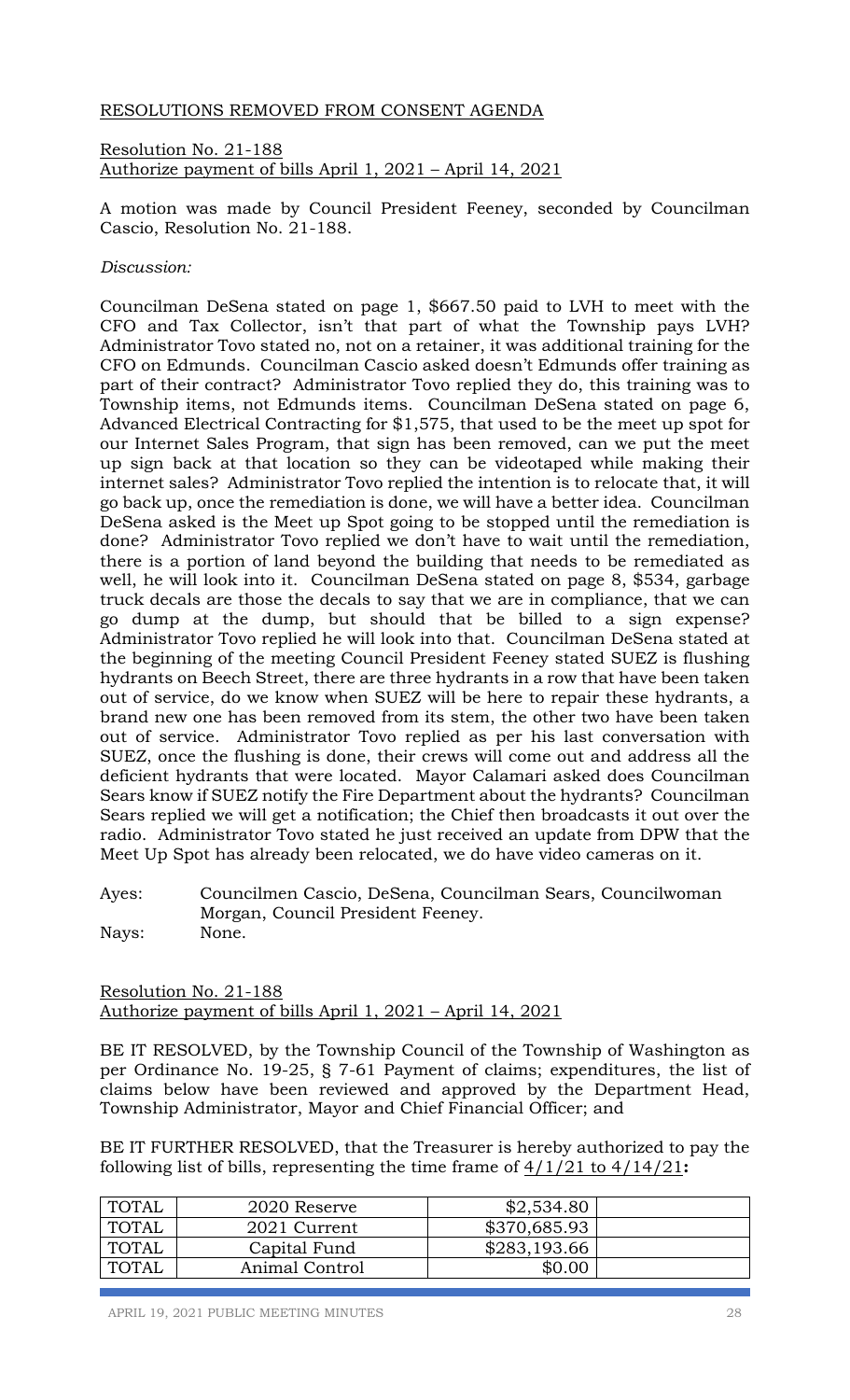RESOLUTIONS REMOVED FROM CONSENT AGENDA

Resolution No. 21-188
Authorize payment of bills April 1, 2021 – April 14, 2021

A motion was made by Council President Feeney, seconded by Councilman Cascio, Resolution No. 21-188.

*Discussion:*

Councilman DeSena stated on page 1, $667.50 paid to LVH to meet with the CFO and Tax Collector, isn't that part of what the Township pays LVH? Administrator Tovo stated no, not on a retainer, it was additional training for the CFO on Edmunds. Councilman Cascio asked doesn't Edmunds offer training as part of their contract? Administrator Tovo replied they do, this training was to Township items, not Edmunds items. Councilman DeSena stated on page 6, Advanced Electrical Contracting for $1,575, that used to be the meet up spot for our Internet Sales Program, that sign has been removed, can we put the meet up sign back at that location so they can be videotaped while making their internet sales? Administrator Tovo replied the intention is to relocate that, it will go back up, once the remediation is done, we will have a better idea. Councilman DeSena asked is the Meet up Spot going to be stopped until the remediation is done? Administrator Tovo replied we don't have to wait until the remediation, there is a portion of land beyond the building that needs to be remediated as well, he will look into it. Councilman DeSena stated on page 8, $534, garbage truck decals are those the decals to say that we are in compliance, that we can go dump at the dump, but should that be billed to a sign expense? Administrator Tovo replied he will look into that. Councilman DeSena stated at the beginning of the meeting Council President Feeney stated SUEZ is flushing hydrants on Beech Street, there are three hydrants in a row that have been taken out of service, do we know when SUEZ will be here to repair these hydrants, a brand new one has been removed from its stem, the other two have been taken out of service. Administrator Tovo replied as per his last conversation with SUEZ, once the flushing is done, their crews will come out and address all the deficient hydrants that were located. Mayor Calamari asked does Councilman Sears know if SUEZ notify the Fire Department about the hydrants? Councilman Sears replied we will get a notification; the Chief then broadcasts it out over the radio. Administrator Tovo stated he just received an update from DPW that the Meet Up Spot has already been relocated, we do have video cameras on it.

Ayes: Councilmen Cascio, DeSena, Councilman Sears, Councilwoman Morgan, Council President Feeney.
Nays: None.

Resolution No. 21-188
Authorize payment of bills April 1, 2021 – April 14, 2021

BE IT RESOLVED, by the Township Council of the Township of Washington as per Ordinance No. 19-25, § 7-61 Payment of claims; expenditures, the list of claims below have been reviewed and approved by the Department Head, Township Administrator, Mayor and Chief Financial Officer; and

BE IT FURTHER RESOLVED, that the Treasurer is hereby authorized to pay the following list of bills, representing the time frame of 4/1/21 to 4/14/21**:**

| TOTAL | 2020 Reserve | $2,534.80 | |
|---|---|---|---|
| TOTAL | 2021 Current | $370,685.93 | |
| TOTAL | Capital Fund | $283,193.66 | |
| TOTAL | Animal Control | $0.00 | |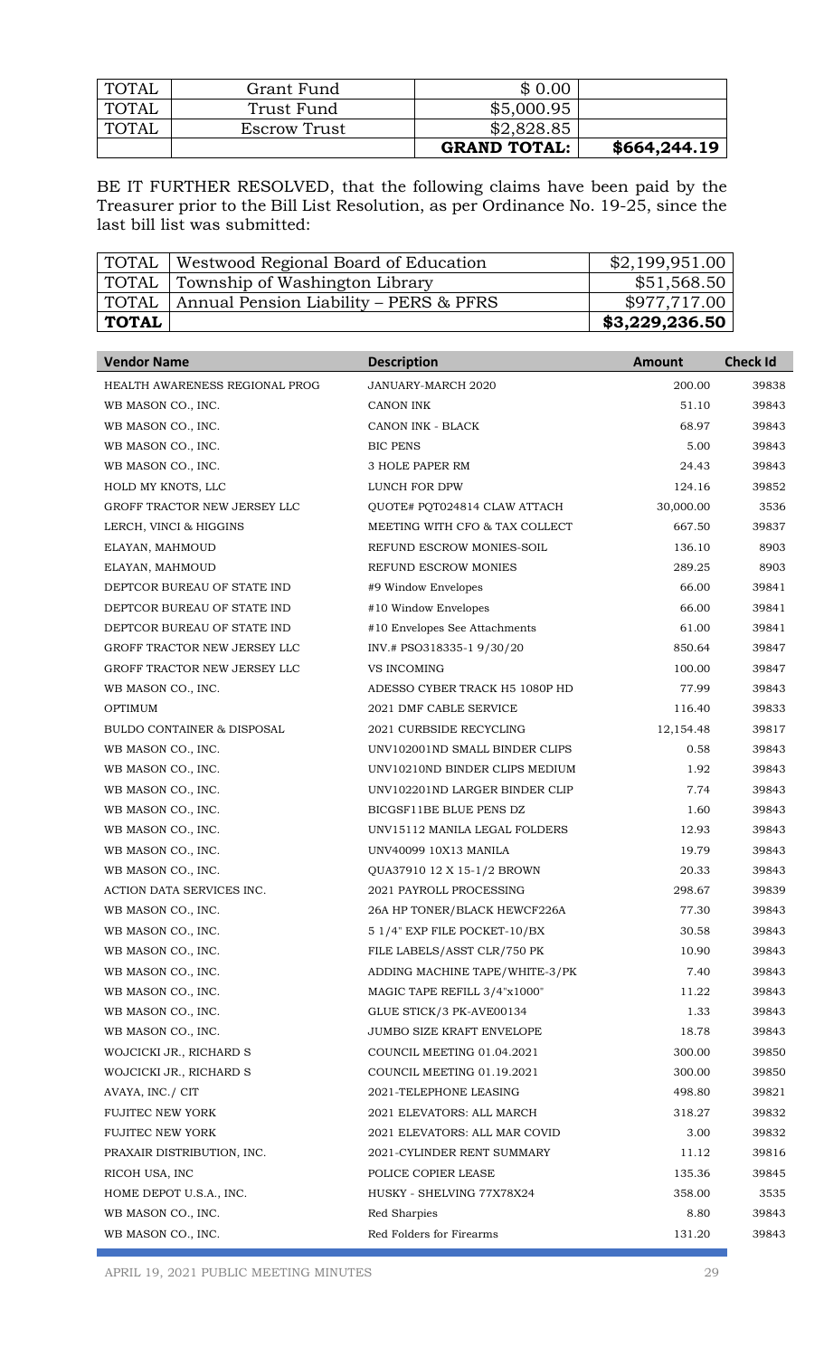| TOTAL | Grant Fund | $ 0.00 | |
|---|---|---|---|
| TOTAL | Trust Fund | $5,000.95 | |
| TOTAL | Escrow Trust | $2,828.85 | |
| | | **GRAND TOTAL:** | **$664,244.19** |

BE IT FURTHER RESOLVED, that the following claims have been paid by the Treasurer prior to the Bill List Resolution, as per Ordinance No. 19-25, since the last bill list was submitted:

| TOTAL | Westwood Regional Board of Education | $2,199,951.00 |
|---|---|---|
| TOTAL | Township of Washington Library | $51,568.50 |
| TOTAL | Annual Pension Liability – PERS & PFRS | $977,717.00 |
| **TOTAL** | | **$3,229,236.50** |

| Vendor Name | Description | Amount | Check Id |
|---|---|---|---|
| HEALTH AWARENESS REGIONAL PROG | JANUARY-MARCH 2020 | 200.00 | 39838 |
| WB MASON CO., INC. | CANON INK | 51.10 | 39843 |
| WB MASON CO., INC. | CANON INK - BLACK | 68.97 | 39843 |
| WB MASON CO., INC. | BIC PENS | 5.00 | 39843 |
| WB MASON CO., INC. | 3 HOLE PAPER RM | 24.43 | 39843 |
| HOLD MY KNOTS, LLC | LUNCH FOR DPW | 124.16 | 39852 |
| GROFF TRACTOR NEW JERSEY LLC | QUOTE# PQT024814 CLAW ATTACH | 30,000.00 | 3536 |
| LERCH, VINCI & HIGGINS | MEETING WITH CFO & TAX COLLECT | 667.50 | 39837 |
| ELAYAN, MAHMOUD | REFUND ESCROW MONIES-SOIL | 136.10 | 8903 |
| ELAYAN, MAHMOUD | REFUND ESCROW MONIES | 289.25 | 8903 |
| DEPTCOR BUREAU OF STATE IND | #9 Window Envelopes | 66.00 | 39841 |
| DEPTCOR BUREAU OF STATE IND | #10 Window Envelopes | 66.00 | 39841 |
| DEPTCOR BUREAU OF STATE IND | #10 Envelopes See Attachments | 61.00 | 39841 |
| GROFF TRACTOR NEW JERSEY LLC | INV.# PSO318335-1 9/30/20 | 850.64 | 39847 |
| GROFF TRACTOR NEW JERSEY LLC | VS INCOMING | 100.00 | 39847 |
| WB MASON CO., INC. | ADESSO CYBER TRACK H5 1080P HD | 77.99 | 39843 |
| OPTIMUM | 2021 DMF CABLE SERVICE | 116.40 | 39833 |
| BULDO CONTAINER & DISPOSAL | 2021 CURBSIDE RECYCLING | 12,154.48 | 39817 |
| WB MASON CO., INC. | UNV102001ND SMALL BINDER CLIPS | 0.58 | 39843 |
| WB MASON CO., INC. | UNV10210ND BINDER CLIPS MEDIUM | 1.92 | 39843 |
| WB MASON CO., INC. | UNV102201ND LARGER BINDER CLIP | 7.74 | 39843 |
| WB MASON CO., INC. | BICGSF11BE BLUE PENS DZ | 1.60 | 39843 |
| WB MASON CO., INC. | UNV15112 MANILA LEGAL FOLDERS | 12.93 | 39843 |
| WB MASON CO., INC. | UNV40099 10X13 MANILA | 19.79 | 39843 |
| WB MASON CO., INC. | QUA37910 12 X 15-1/2 BROWN | 20.33 | 39843 |
| ACTION DATA SERVICES INC. | 2021 PAYROLL PROCESSING | 298.67 | 39839 |
| WB MASON CO., INC. | 26A HP TONER/BLACK HEWCF226A | 77.30 | 39843 |
| WB MASON CO., INC. | 5 1/4" EXP FILE POCKET-10/BX | 30.58 | 39843 |
| WB MASON CO., INC. | FILE LABELS/ASST CLR/750 PK | 10.90 | 39843 |
| WB MASON CO., INC. | ADDING MACHINE TAPE/WHITE-3/PK | 7.40 | 39843 |
| WB MASON CO., INC. | MAGIC TAPE REFILL 3/4"x1000" | 11.22 | 39843 |
| WB MASON CO., INC. | GLUE STICK/3 PK-AVE00134 | 1.33 | 39843 |
| WB MASON CO., INC. | JUMBO SIZE KRAFT ENVELOPE | 18.78 | 39843 |
| WOJCICKI JR., RICHARD S | COUNCIL MEETING 01.04.2021 | 300.00 | 39850 |
| WOJCICKI JR., RICHARD S | COUNCIL MEETING 01.19.2021 | 300.00 | 39850 |
| AVAYA, INC./ CIT | 2021-TELEPHONE LEASING | 498.80 | 39821 |
| FUJITEC NEW YORK | 2021 ELEVATORS: ALL MARCH | 318.27 | 39832 |
| FUJITEC NEW YORK | 2021 ELEVATORS: ALL MAR COVID | 3.00 | 39832 |
| PRAXAIR DISTRIBUTION, INC. | 2021-CYLINDER RENT SUMMARY | 11.12 | 39816 |
| RICOH USA, INC | POLICE COPIER LEASE | 135.36 | 39845 |
| HOME DEPOT U.S.A., INC. | HUSKY - SHELVING 77X78X24 | 358.00 | 3535 |
| WB MASON CO., INC. | Red Sharpies | 8.80 | 39843 |
| WB MASON CO., INC. | Red Folders for Firearms | 131.20 | 39843 |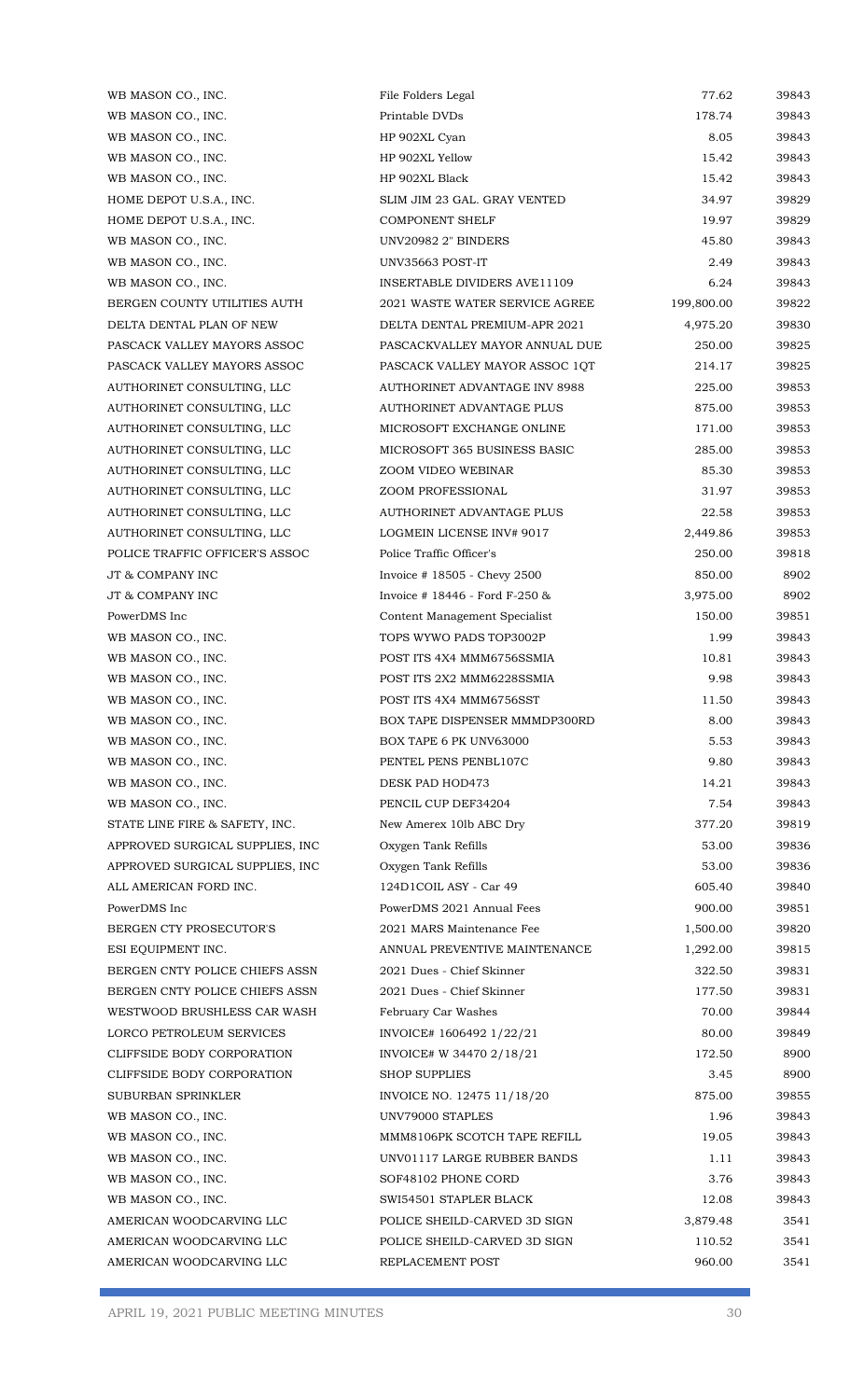| | | | |
|---|---|---|---|
| WB MASON CO., INC. | File Folders Legal | 77.62 | 39843 |
| WB MASON CO., INC. | Printable DVDs | 178.74 | 39843 |
| WB MASON CO., INC. | HP 902XL Cyan | 8.05 | 39843 |
| WB MASON CO., INC. | HP 902XL Yellow | 15.42 | 39843 |
| WB MASON CO., INC. | HP 902XL Black | 15.42 | 39843 |
| HOME DEPOT U.S.A., INC. | SLIM JIM 23 GAL. GRAY VENTED | 34.97 | 39829 |
| HOME DEPOT U.S.A., INC. | COMPONENT SHELF | 19.97 | 39829 |
| WB MASON CO., INC. | UNV20982 2" BINDERS | 45.80 | 39843 |
| WB MASON CO., INC. | UNV35663 POST-IT | 2.49 | 39843 |
| WB MASON CO., INC. | INSERTABLE DIVIDERS AVE11109 | 6.24 | 39843 |
| BERGEN COUNTY UTILITIES AUTH | 2021 WASTE WATER SERVICE AGREE | 199,800.00 | 39822 |
| DELTA DENTAL PLAN OF NEW | DELTA DENTAL PREMIUM-APR 2021 | 4,975.20 | 39830 |
| PASCACK VALLEY MAYORS ASSOC | PASCACKVALLEY MAYOR ANNUAL DUE | 250.00 | 39825 |
| PASCACK VALLEY MAYORS ASSOC | PASCACK VALLEY MAYOR ASSOC 1QT | 214.17 | 39825 |
| AUTHORINET CONSULTING, LLC | AUTHORINET ADVANTAGE INV 8988 | 225.00 | 39853 |
| AUTHORINET CONSULTING, LLC | AUTHORINET ADVANTAGE PLUS | 875.00 | 39853 |
| AUTHORINET CONSULTING, LLC | MICROSOFT EXCHANGE ONLINE | 171.00 | 39853 |
| AUTHORINET CONSULTING, LLC | MICROSOFT 365 BUSINESS BASIC | 285.00 | 39853 |
| AUTHORINET CONSULTING, LLC | ZOOM VIDEO WEBINAR | 85.30 | 39853 |
| AUTHORINET CONSULTING, LLC | ZOOM PROFESSIONAL | 31.97 | 39853 |
| AUTHORINET CONSULTING, LLC | AUTHORINET ADVANTAGE PLUS | 22.58 | 39853 |
| AUTHORINET CONSULTING, LLC | LOGMEIN LICENSE INV# 9017 | 2,449.86 | 39853 |
| POLICE TRAFFIC OFFICER'S ASSOC | Police Traffic Officer's | 250.00 | 39818 |
| JT & COMPANY INC | Invoice # 18505 - Chevy 2500 | 850.00 | 8902 |
| JT & COMPANY INC | Invoice # 18446 - Ford F-250 & | 3,975.00 | 8902 |
| PowerDMS Inc | Content Management Specialist | 150.00 | 39851 |
| WB MASON CO., INC. | TOPS WYWO PADS TOP3002P | 1.99 | 39843 |
| WB MASON CO., INC. | POST ITS 4X4 MMM6756SSMIA | 10.81 | 39843 |
| WB MASON CO., INC. | POST ITS 2X2 MMM6228SSMIA | 9.98 | 39843 |
| WB MASON CO., INC. | POST ITS 4X4 MMM6756SST | 11.50 | 39843 |
| WB MASON CO., INC. | BOX TAPE DISPENSER MMMDP300RD | 8.00 | 39843 |
| WB MASON CO., INC. | BOX TAPE 6 PK UNV63000 | 5.53 | 39843 |
| WB MASON CO., INC. | PENTEL PENS PENBL107C | 9.80 | 39843 |
| WB MASON CO., INC. | DESK PAD HOD473 | 14.21 | 39843 |
| WB MASON CO., INC. | PENCIL CUP DEF34204 | 7.54 | 39843 |
| STATE LINE FIRE & SAFETY, INC. | New Amerex 10lb ABC Dry | 377.20 | 39819 |
| APPROVED SURGICAL SUPPLIES, INC | Oxygen Tank Refills | 53.00 | 39836 |
| APPROVED SURGICAL SUPPLIES, INC | Oxygen Tank Refills | 53.00 | 39836 |
| ALL AMERICAN FORD INC. | 124D1COIL ASY - Car 49 | 605.40 | 39840 |
| PowerDMS Inc | PowerDMS 2021 Annual Fees | 900.00 | 39851 |
| BERGEN CTY PROSECUTOR'S | 2021 MARS Maintenance Fee | 1,500.00 | 39820 |
| ESI EQUIPMENT INC. | ANNUAL PREVENTIVE MAINTENANCE | 1,292.00 | 39815 |
| BERGEN CNTY POLICE CHIEFS ASSN | 2021 Dues - Chief Skinner | 322.50 | 39831 |
| BERGEN CNTY POLICE CHIEFS ASSN | 2021 Dues - Chief Skinner | 177.50 | 39831 |
| WESTWOOD BRUSHLESS CAR WASH | February Car Washes | 70.00 | 39844 |
| LORCO PETROLEUM SERVICES | INVOICE# 1606492 1/22/21 | 80.00 | 39849 |
| CLIFFSIDE BODY CORPORATION | INVOICE# W 34470 2/18/21 | 172.50 | 8900 |
| CLIFFSIDE BODY CORPORATION | SHOP SUPPLIES | 3.45 | 8900 |
| SUBURBAN SPRINKLER | INVOICE NO. 12475 11/18/20 | 875.00 | 39855 |
| WB MASON CO., INC. | UNV79000 STAPLES | 1.96 | 39843 |
| WB MASON CO., INC. | MMM8106PK SCOTCH TAPE REFILL | 19.05 | 39843 |
| WB MASON CO., INC. | UNV01117 LARGE RUBBER BANDS | 1.11 | 39843 |
| WB MASON CO., INC. | SOF48102 PHONE CORD | 3.76 | 39843 |
| WB MASON CO., INC. | SWI54501 STAPLER BLACK | 12.08 | 39843 |
| AMERICAN WOODCARVING LLC | POLICE SHEILD-CARVED 3D SIGN | 3,879.48 | 3541 |
| AMERICAN WOODCARVING LLC | POLICE SHEILD-CARVED 3D SIGN | 110.52 | 3541 |
| AMERICAN WOODCARVING LLC | REPLACEMENT POST | 960.00 | 3541 |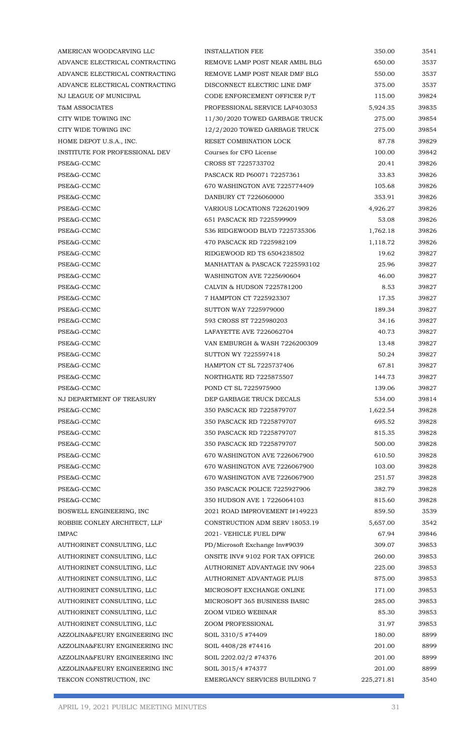| | | | |
|---|---|---|---|
| AMERICAN WOODCARVING LLC | INSTALLATION FEE | 350.00 | 3541 |
| ADVANCE ELECTRICAL CONTRACTING | REMOVE LAMP POST NEAR AMBL BLG | 650.00 | 3537 |
| ADVANCE ELECTRICAL CONTRACTING | REMOVE LAMP POST NEAR DMF BLG | 550.00 | 3537 |
| ADVANCE ELECTRICAL CONTRACTING | DISCONNECT ELECTRIC LINE DMF | 375.00 | 3537 |
| NJ LEAGUE OF MUNICIPAL | CODE ENFORCEMENT OFFICER P/T | 115.00 | 39824 |
| T&M ASSOCIATES | PROFESSIONAL SERVICE LAF403053 | 5,924.35 | 39835 |
| CITY WIDE TOWING INC | 11/30/2020 TOWED GARBAGE TRUCK | 275.00 | 39854 |
| CITY WIDE TOWING INC | 12/2/2020 TOWED GARBAGE TRUCK | 275.00 | 39854 |
| HOME DEPOT U.S.A., INC. | RESET COMBINATION LOCK | 87.78 | 39829 |
| INSTITUTE FOR PROFESSIONAL DEV | Courses for CFO License | 100.00 | 39842 |
| PSE&G-CCMC | CROSS ST 7225733702 | 20.41 | 39826 |
| PSE&G-CCMC | PASCACK RD P60071 72257361 | 33.83 | 39826 |
| PSE&G-CCMC | 670 WASHINGTON AVE 7225774409 | 105.68 | 39826 |
| PSE&G-CCMC | DANBURY CT 7226060000 | 353.91 | 39826 |
| PSE&G-CCMC | VARIOUS LOCATIONS 7226201909 | 4,926.27 | 39826 |
| PSE&G-CCMC | 651 PASCACK RD 7225599909 | 53.08 | 39826 |
| PSE&G-CCMC | 536 RIDGEWOOD BLVD 7225735306 | 1,762.18 | 39826 |
| PSE&G-CCMC | 470 PASCACK RD 7225982109 | 1,118.72 | 39826 |
| PSE&G-CCMC | RIDGEWOOD RD TS 6504238502 | 19.62 | 39827 |
| PSE&G-CCMC | MANHATTAN & PASCACK 7225593102 | 25.96 | 39827 |
| PSE&G-CCMC | WASHINGTON AVE 7225690604 | 46.00 | 39827 |
| PSE&G-CCMC | CALVIN & HUDSON 7225781200 | 8.53 | 39827 |
| PSE&G-CCMC | 7 HAMPTON CT 7225923307 | 17.35 | 39827 |
| PSE&G-CCMC | SUTTON WAY 7225979000 | 189.34 | 39827 |
| PSE&G-CCMC | 593 CROSS ST 7225980203 | 34.16 | 39827 |
| PSE&G-CCMC | LAFAYETTE AVE 7226062704 | 40.73 | 39827 |
| PSE&G-CCMC | VAN EMBURGH & WASH 7226200309 | 13.48 | 39827 |
| PSE&G-CCMC | SUTTON WY 7225597418 | 50.24 | 39827 |
| PSE&G-CCMC | HAMPTON CT SL 7225737406 | 67.81 | 39827 |
| PSE&G-CCMC | NORTHGATE RD 7225875507 | 144.73 | 39827 |
| PSE&G-CCMC | POND CT SL 7225975900 | 139.06 | 39827 |
| NJ DEPARTMENT OF TREASURY | DEP GARBAGE TRUCK DECALS | 534.00 | 39814 |
| PSE&G-CCMC | 350 PASCACK RD 7225879707 | 1,622.54 | 39828 |
| PSE&G-CCMC | 350 PASCACK RD 7225879707 | 695.52 | 39828 |
| PSE&G-CCMC | 350 PASCACK RD 7225879707 | 815.35 | 39828 |
| PSE&G-CCMC | 350 PASCACK RD 7225879707 | 500.00 | 39828 |
| PSE&G-CCMC | 670 WASHINGTON AVE 7226067900 | 610.50 | 39828 |
| PSE&G-CCMC | 670 WASHINGTON AVE 7226067900 | 103.00 | 39828 |
| PSE&G-CCMC | 670 WASHINGTON AVE 7226067900 | 251.57 | 39828 |
| PSE&G-CCMC | 350 PASCACK POLICE 7225927906 | 382.79 | 39828 |
| PSE&G-CCMC | 350 HUDSON AVE 1 7226064103 | 815.60 | 39828 |
| BOSWELL ENGINEERING, INC | 2021 ROAD IMPROVEMENT I#149223 | 859.50 | 3539 |
| ROBBIE CONLEY ARCHITECT, LLP | CONSTRUCTION ADM SERV 18053.19 | 5,657.00 | 3542 |
| IMPAC | 2021- VEHICLE FUEL DPW | 67.94 | 39846 |
| AUTHORINET CONSULTING, LLC | PD/Microsoft Exchange Inv#9039 | 309.07 | 39853 |
| AUTHORINET CONSULTING, LLC | ONSITE INV# 9102 FOR TAX OFFICE | 260.00 | 39853 |
| AUTHORINET CONSULTING, LLC | AUTHORINET ADVANTAGE INV 9064 | 225.00 | 39853 |
| AUTHORINET CONSULTING, LLC | AUTHORINET ADVANTAGE PLUS | 875.00 | 39853 |
| AUTHORINET CONSULTING, LLC | MICROSOFT EXCHANGE ONLINE | 171.00 | 39853 |
| AUTHORINET CONSULTING, LLC | MICROSOFT 365 BUSINESS BASIC | 285.00 | 39853 |
| AUTHORINET CONSULTING, LLC | ZOOM VIDEO WEBINAR | 85.30 | 39853 |
| AUTHORINET CONSULTING, LLC | ZOOM PROFESSIONAL | 31.97 | 39853 |
| AZZOLINA&FEURY ENGINEERING INC | SOIL 3310/5 #74409 | 180.00 | 8899 |
| AZZOLINA&FEURY ENGINEERING INC | SOIL 4408/28 #74416 | 201.00 | 8899 |
| AZZOLINA&FEURY ENGINEERING INC | SOIL 2202.02/2 #74376 | 201.00 | 8899 |
| AZZOLINA&FEURY ENGINEERING INC | SOIL 3015/4 #74377 | 201.00 | 8899 |
| TEKCON CONSTRUCTION, INC | EMERGANCY SERVICES BUILDING 7 | 225,271.81 | 3540 |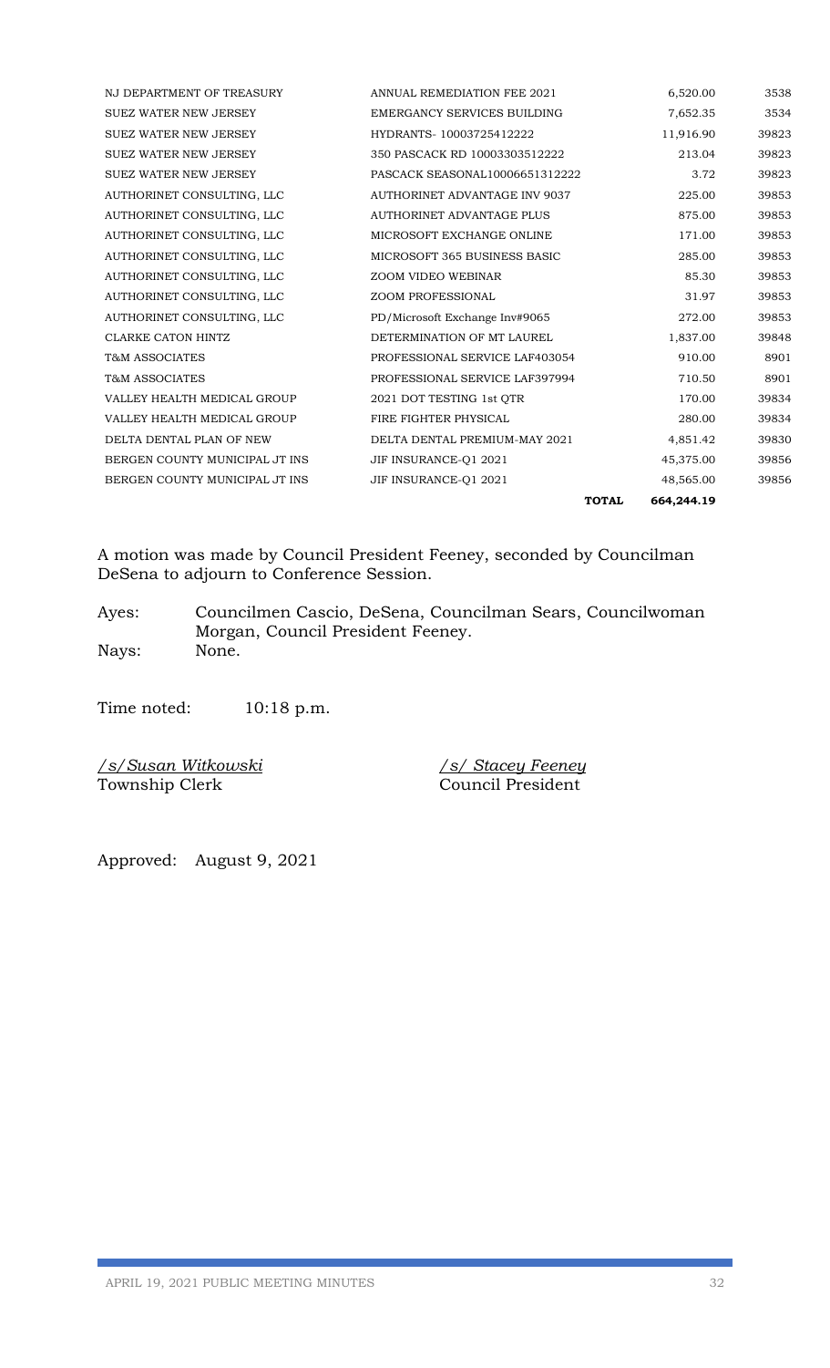| | | | |
|---|---|---|---|
| NJ DEPARTMENT OF TREASURY | ANNUAL REMEDIATION FEE 2021 | 6,520.00 | 3538 |
| SUEZ WATER NEW JERSEY | EMERGANCY SERVICES BUILDING | 7,652.35 | 3534 |
| SUEZ WATER NEW JERSEY | HYDRANTS- 10003725412222 | 11,916.90 | 39823 |
| SUEZ WATER NEW JERSEY | 350 PASCACK RD 10003303512222 | 213.04 | 39823 |
| SUEZ WATER NEW JERSEY | PASCACK SEASONAL10006651312222 | 3.72 | 39823 |
| AUTHORINET CONSULTING, LLC | AUTHORINET ADVANTAGE INV 9037 | 225.00 | 39853 |
| AUTHORINET CONSULTING, LLC | AUTHORINET ADVANTAGE PLUS | 875.00 | 39853 |
| AUTHORINET CONSULTING, LLC | MICROSOFT EXCHANGE ONLINE | 171.00 | 39853 |
| AUTHORINET CONSULTING, LLC | MICROSOFT 365 BUSINESS BASIC | 285.00 | 39853 |
| AUTHORINET CONSULTING, LLC | ZOOM VIDEO WEBINAR | 85.30 | 39853 |
| AUTHORINET CONSULTING, LLC | ZOOM PROFESSIONAL | 31.97 | 39853 |
| AUTHORINET CONSULTING, LLC | PD/Microsoft Exchange Inv#9065 | 272.00 | 39853 |
| CLARKE CATON HINTZ | DETERMINATION OF MT LAUREL | 1,837.00 | 39848 |
| T&M ASSOCIATES | PROFESSIONAL SERVICE LAF403054 | 910.00 | 8901 |
| T&M ASSOCIATES | PROFESSIONAL SERVICE LAF397994 | 710.50 | 8901 |
| VALLEY HEALTH MEDICAL GROUP | 2021 DOT TESTING 1st QTR | 170.00 | 39834 |
| VALLEY HEALTH MEDICAL GROUP | FIRE FIGHTER PHYSICAL | 280.00 | 39834 |
| DELTA DENTAL PLAN OF NEW | DELTA DENTAL PREMIUM-MAY 2021 | 4,851.42 | 39830 |
| BERGEN COUNTY MUNICIPAL JT INS | JIF INSURANCE-Q1 2021 | 45,375.00 | 39856 |
| BERGEN COUNTY MUNICIPAL JT INS | JIF INSURANCE-Q1 2021 | 48,565.00 | 39856 |
| | **TOTAL** | **664,244.19** | |

A motion was made by Council President Feeney, seconded by Councilman DeSena to adjourn to Conference Session.

Ayes: Councilmen Cascio, DeSena, Councilman Sears, Councilwoman Morgan, Council President Feeney.
Nays: None.

Time noted: 10:18 p.m.

*/s/Susan Witkowski*
Township Clerk

*/s/ Stacey Feeney*
Council President

Approved: August 9, 2021